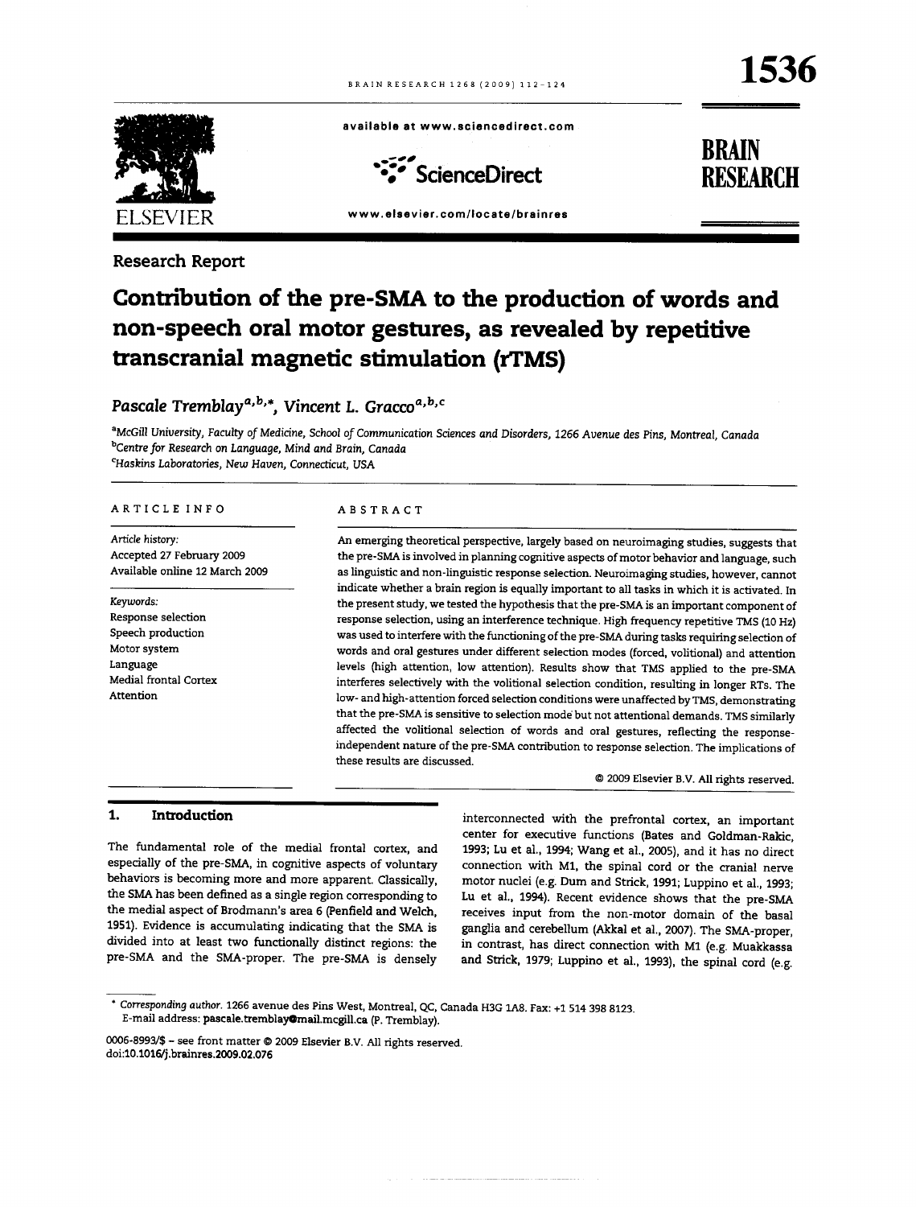Research Report

# Contribution of the pre-SMA to the production of words and non-speech oral motor gestures, as revealed by repetitive transcranial magnetic stimulation (rTMS)

*Pascale Tremblay*[a,b,*], *Vincent L. Gracco*[a,b,c]

[a]McGill University, Faculty of Medicine, School of Communication Sciences and Disorders, 1266 Avenue des Pins, Montreal, Canada
[b]Centre for Research on Language, Mind and Brain, Canada
[c]Haskins Laboratories, New Haven, Connecticut, USA

## ARTICLE INFO

*Article history:*
Accepted 27 February 2009
Available online 12 March 2009

*Keywords:*
Response selection
Speech production
Motor system
Language
Medial frontal Cortex
Attention

## ABSTRACT

An emerging theoretical perspective, largely based on neuroimaging studies, suggests that the pre-SMA is involved in planning cognitive aspects of motor behavior and language, such as linguistic and non-linguistic response selection. Neuroimaging studies, however, cannot indicate whether a brain region is equally important to all tasks in which it is activated. In the present study, we tested the hypothesis that the pre-SMA is an important component of response selection, using an interference technique. High frequency repetitive TMS (10 Hz) was used to interfere with the functioning of the pre-SMA during tasks requiring selection of words and oral gestures under different selection modes (forced, volitional) and attention levels (high attention, low attention). Results show that TMS applied to the pre-SMA interferes selectively with the volitional selection condition, resulting in longer RTs. The low- and high-attention forced selection conditions were unaffected by TMS, demonstrating that the pre-SMA is sensitive to selection mode but not attentional demands. TMS similarly affected the volitional selection of words and oral gestures, reflecting the response-independent nature of the pre-SMA contribution to response selection. The implications of these results are discussed.

© 2009 Elsevier B.V. All rights reserved.

## 1. Introduction

The fundamental role of the medial frontal cortex, and especially of the pre-SMA, in cognitive aspects of voluntary behaviors is becoming more and more apparent. Classically, the SMA has been defined as a single region corresponding to the medial aspect of Brodmann's area 6 (Penfield and Welch, 1951). Evidence is accumulating indicating that the SMA is divided into at least two functionally distinct regions: the pre-SMA and the SMA-proper. The pre-SMA is densely interconnected with the prefrontal cortex, an important center for executive functions (Bates and Goldman-Rakic, 1993; Lu et al., 1994; Wang et al., 2005), and it has no direct connection with M1, the spinal cord or the cranial nerve motor nuclei (e.g. Dum and Strick, 1991; Luppino et al., 1993; Lu et al., 1994). Recent evidence shows that the pre-SMA receives input from the non-motor domain of the basal ganglia and cerebellum (Akkal et al., 2007). The SMA-proper, in contrast, has direct connection with M1 (e.g. Muakkassa and Strick, 1979; Luppino et al., 1993), the spinal cord (e.g.

\* Corresponding author. 1266 avenue des Pins West, Montreal, QC, Canada H3G 1A8. Fax: +1 514 398 8123.
E-mail address: pascale.tremblay@mail.mcgill.ca (P. Tremblay).

0006-8993/$ – see front matter © 2009 Elsevier B.V. All rights reserved.
doi:10.1016/j.brainres.2009.02.076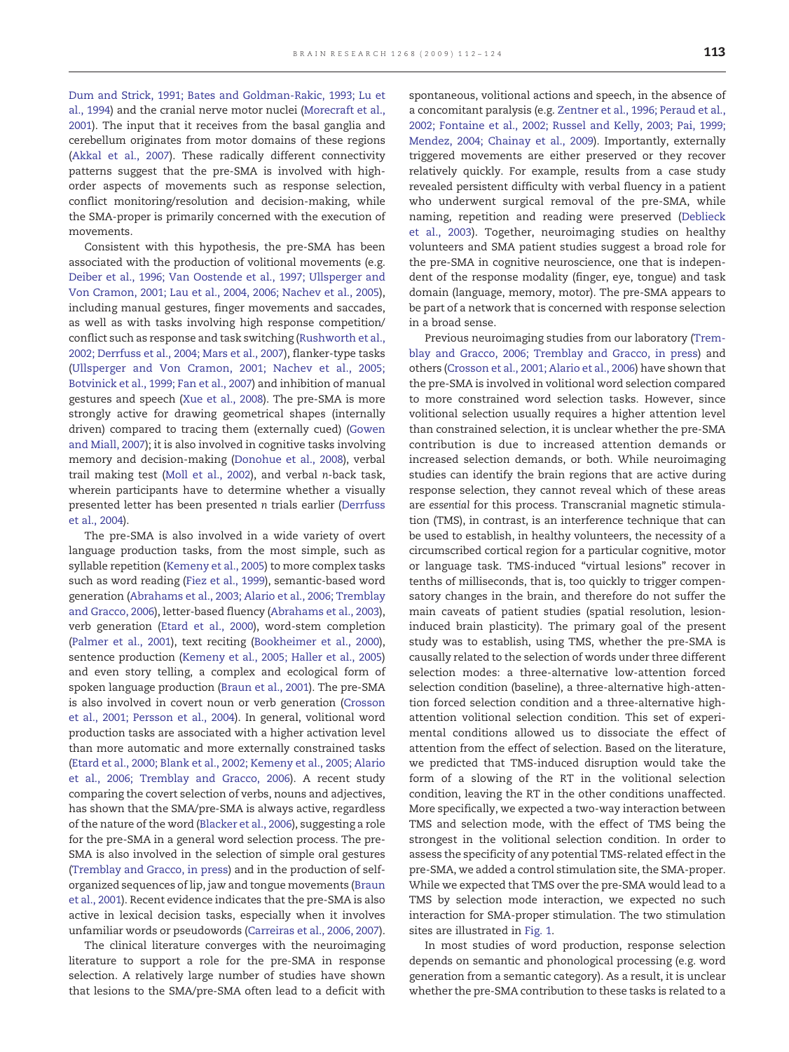Dum and Strick, 1991; Bates and Goldman-Rakic, 1993; Lu et al., 1994) and the cranial nerve motor nuclei (Morecraft et al., 2001). The input that it receives from the basal ganglia and cerebellum originates from motor domains of these regions (Akkal et al., 2007). These radically different connectivity patterns suggest that the pre-SMA is involved with high-order aspects of movements such as response selection, conflict monitoring/resolution and decision-making, while the SMA-proper is primarily concerned with the execution of movements.

Consistent with this hypothesis, the pre-SMA has been associated with the production of volitional movements (e.g. Deiber et al., 1996; Van Oostende et al., 1997; Ullsperger and Von Cramon, 2001; Lau et al., 2004, 2006; Nachev et al., 2005), including manual gestures, finger movements and saccades, as well as with tasks involving high response competition/conflict such as response and task switching (Rushworth et al., 2002; Derrfuss et al., 2004; Mars et al., 2007), flanker-type tasks (Ullsperger and Von Cramon, 2001; Nachev et al., 2005; Botvinick et al., 1999; Fan et al., 2007) and inhibition of manual gestures and speech (Xue et al., 2008). The pre-SMA is more strongly active for drawing geometrical shapes (internally driven) compared to tracing them (externally cued) (Gowen and Miall, 2007); it is also involved in cognitive tasks involving memory and decision-making (Donohue et al., 2008), verbal trail making test (Moll et al., 2002), and verbal *n*-back task, wherein participants have to determine whether a visually presented letter has been presented *n* trials earlier (Derrfuss et al., 2004).

The pre-SMA is also involved in a wide variety of overt language production tasks, from the most simple, such as syllable repetition (Kemeny et al., 2005) to more complex tasks such as word reading (Fiez et al., 1999), semantic-based word generation (Abrahams et al., 2003; Alario et al., 2006; Tremblay and Gracco, 2006), letter-based fluency (Abrahams et al., 2003), verb generation (Etard et al., 2000), word-stem completion (Palmer et al., 2001), text reciting (Bookheimer et al., 2000), sentence production (Kemeny et al., 2005; Haller et al., 2005) and even story telling, a complex and ecological form of spoken language production (Braun et al., 2001). The pre-SMA is also involved in covert noun or verb generation (Crosson et al., 2001; Persson et al., 2004). In general, volitional word production tasks are associated with a higher activation level than more automatic and more externally constrained tasks (Etard et al., 2000; Blank et al., 2002; Kemeny et al., 2005; Alario et al., 2006; Tremblay and Gracco, 2006). A recent study comparing the covert selection of verbs, nouns and adjectives, has shown that the SMA/pre-SMA is always active, regardless of the nature of the word (Blacker et al., 2006), suggesting a role for the pre-SMA in a general word selection process. The pre-SMA is also involved in the selection of simple oral gestures (Tremblay and Gracco, in press) and in the production of self-organized sequences of lip, jaw and tongue movements (Braun et al., 2001). Recent evidence indicates that the pre-SMA is also active in lexical decision tasks, especially when it involves unfamiliar words or pseudowords (Carreiras et al., 2006, 2007).

The clinical literature converges with the neuroimaging literature to support a role for the pre-SMA in response selection. A relatively large number of studies have shown that lesions to the SMA/pre-SMA often lead to a deficit with spontaneous, volitional actions and speech, in the absence of a concomitant paralysis (e.g. Zentner et al., 1996; Peraud et al., 2002; Fontaine et al., 2002; Russel and Kelly, 2003; Pai, 1999; Mendez, 2004; Chainay et al., 2009). Importantly, externally triggered movements are either preserved or they recover relatively quickly. For example, results from a case study revealed persistent difficulty with verbal fluency in a patient who underwent surgical removal of the pre-SMA, while naming, repetition and reading were preserved (Deblieck et al., 2003). Together, neuroimaging studies on healthy volunteers and SMA patient studies suggest a broad role for the pre-SMA in cognitive neuroscience, one that is independent of the response modality (finger, eye, tongue) and task domain (language, memory, motor). The pre-SMA appears to be part of a network that is concerned with response selection in a broad sense.

Previous neuroimaging studies from our laboratory (Tremblay and Gracco, 2006; Tremblay and Gracco, in press) and others (Crosson et al., 2001; Alario et al., 2006) have shown that the pre-SMA is involved in volitional word selection compared to more constrained word selection tasks. However, since volitional selection usually requires a higher attention level than constrained selection, it is unclear whether the pre-SMA contribution is due to increased attention demands or increased selection demands, or both. While neuroimaging studies can identify the brain regions that are active during response selection, they cannot reveal which of these areas are *essential* for this process. Transcranial magnetic stimulation (TMS), in contrast, is an interference technique that can be used to establish, in healthy volunteers, the necessity of a circumscribed cortical region for a particular cognitive, motor or language task. TMS-induced "virtual lesions" recover in tenths of milliseconds, that is, too quickly to trigger compensatory changes in the brain, and therefore do not suffer the main caveats of patient studies (spatial resolution, lesion-induced brain plasticity). The primary goal of the present study was to establish, using TMS, whether the pre-SMA is causally related to the selection of words under three different selection modes: a three-alternative low-attention forced selection condition (baseline), a three-alternative high-attention forced selection condition and a three-alternative high-attention volitional selection condition. This set of experimental conditions allowed us to dissociate the effect of attention from the effect of selection. Based on the literature, we predicted that TMS-induced disruption would take the form of a slowing of the RT in the volitional selection condition, leaving the RT in the other conditions unaffected. More specifically, we expected a two-way interaction between TMS and selection mode, with the effect of TMS being the strongest in the volitional selection condition. In order to assess the specificity of any potential TMS-related effect in the pre-SMA, we added a control stimulation site, the SMA-proper. While we expected that TMS over the pre-SMA would lead to a TMS by selection mode interaction, we expected no such interaction for SMA-proper stimulation. The two stimulation sites are illustrated in Fig. 1.

In most studies of word production, response selection depends on semantic and phonological processing (e.g. word generation from a semantic category). As a result, it is unclear whether the pre-SMA contribution to these tasks is related to a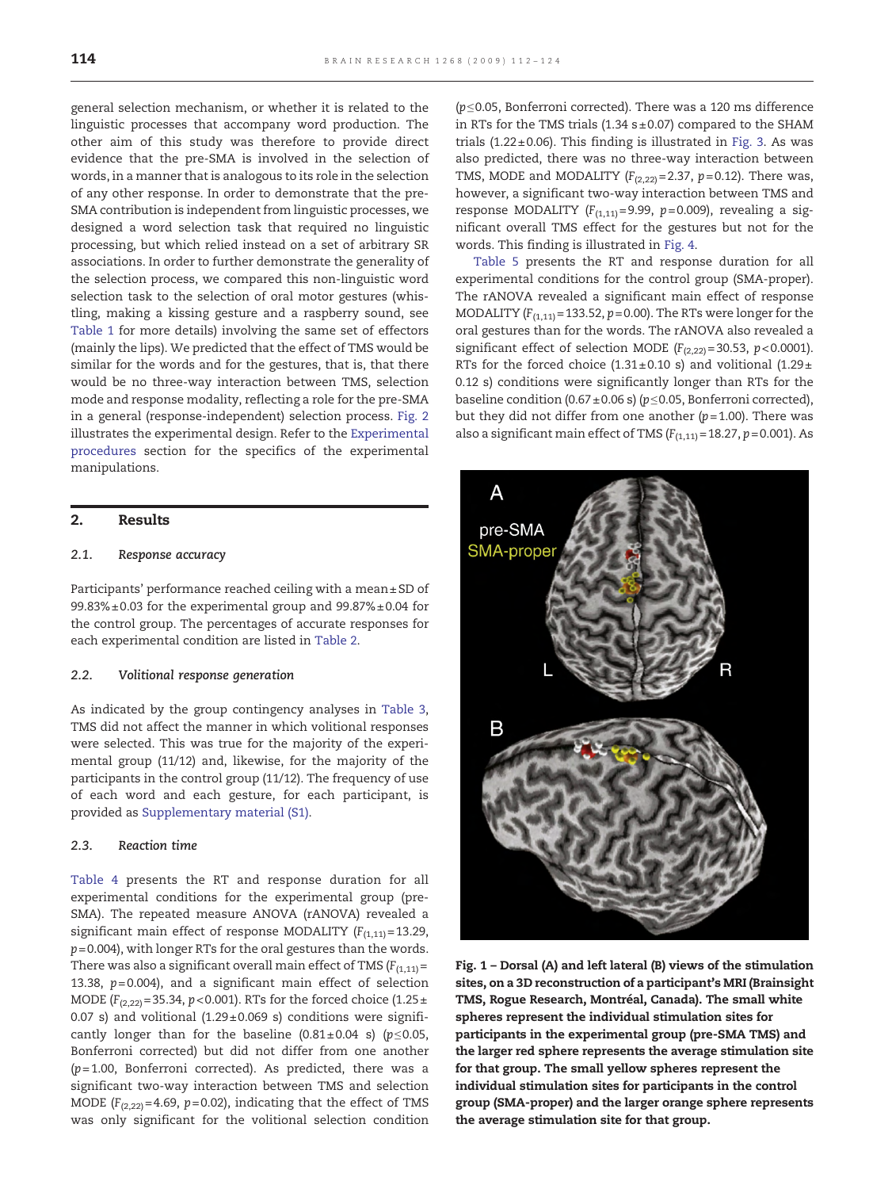general selection mechanism, or whether it is related to the linguistic processes that accompany word production. The other aim of this study was therefore to provide direct evidence that the pre-SMA is involved in the selection of words, in a manner that is analogous to its role in the selection of any other response. In order to demonstrate that the pre-SMA contribution is independent from linguistic processes, we designed a word selection task that required no linguistic processing, but which relied instead on a set of arbitrary SR associations. In order to further demonstrate the generality of the selection process, we compared this non-linguistic word selection task to the selection of oral motor gestures (whistling, making a kissing gesture and a raspberry sound, see Table 1 for more details) involving the same set of effectors (mainly the lips). We predicted that the effect of TMS would be similar for the words and for the gestures, that is, that there would be no three-way interaction between TMS, selection mode and response modality, reflecting a role for the pre-SMA in a general (response-independent) selection process. Fig. 2 illustrates the experimental design. Refer to the Experimental procedures section for the specifics of the experimental manipulations.

## 2. Results

### 2.1. Response accuracy

Participants' performance reached ceiling with a mean ± SD of 99.83% ± 0.03 for the experimental group and 99.87% ± 0.04 for the control group. The percentages of accurate responses for each experimental condition are listed in Table 2.

### 2.2. Volitional response generation

As indicated by the group contingency analyses in Table 3, TMS did not affect the manner in which volitional responses were selected. This was true for the majority of the experimental group (11/12) and, likewise, for the majority of the participants in the control group (11/12). The frequency of use of each word and each gesture, for each participant, is provided as Supplementary material (S1).

### 2.3. Reaction time

Table 4 presents the RT and response duration for all experimental conditions for the experimental group (pre-SMA). The repeated measure ANOVA (rANOVA) revealed a significant main effect of response MODALITY ($F_{(1,11)} = 13.29$, $p = 0.004$), with longer RTs for the oral gestures than the words. There was also a significant overall main effect of TMS ($F_{(1,11)} = 13.38$, $p = 0.004$), and a significant main effect of selection MODE ($F_{(2,22)} = 35.34$, $p < 0.001$). RTs for the forced choice (1.25 ± 0.07 s) and volitional (1.29 ± 0.069 s) conditions were significantly longer than for the baseline (0.81 ± 0.04 s) ($p \leq 0.05$, Bonferroni corrected) but did not differ from one another ($p = 1.00$, Bonferroni corrected). As predicted, there was a significant two-way interaction between TMS and selection MODE ($F_{(2,22)} = 4.69$, $p = 0.02$), indicating that the effect of TMS was only significant for the volitional selection condition ($p \leq 0.05$, Bonferroni corrected). There was a 120 ms difference in RTs for the TMS trials (1.34 s ± 0.07) compared to the SHAM trials (1.22 ± 0.06). This finding is illustrated in Fig. 3. As was also predicted, there was no three-way interaction between TMS, MODE and MODALITY ($F_{(2,22)} = 2.37$, $p = 0.12$). There was, however, a significant two-way interaction between TMS and response MODALITY ($F_{(1,11)} = 9.99$, $p = 0.009$), revealing a significant overall TMS effect for the gestures but not for the words. This finding is illustrated in Fig. 4.

Table 5 presents the RT and response duration for all experimental conditions for the control group (SMA-proper). The rANOVA revealed a significant main effect of response MODALITY ($F_{(1,11)} = 133.52$, $p = 0.00$). The RTs were longer for the oral gestures than for the words. The rANOVA also revealed a significant effect of selection MODE ($F_{(2,22)} = 30.53$, $p < 0.0001$). RTs for the forced choice (1.31 ± 0.10 s) and volitional (1.29 ± 0.12 s) conditions were significantly longer than RTs for the baseline condition (0.67 ± 0.06 s) ($p \leq 0.05$, Bonferroni corrected), but they did not differ from one another ($p = 1.00$). There was also a significant main effect of TMS ($F_{(1,11)} = 18.27$, $p = 0.001$). As

**Fig. 1 – Dorsal (A) and left lateral (B) views of the stimulation sites, on a 3D reconstruction of a participant's MRI (Brainsight TMS, Rogue Research, Montréal, Canada). The small white spheres represent the individual stimulation sites for participants in the experimental group (pre-SMA TMS) and the larger red sphere represents the average stimulation site for that group. The small yellow spheres represent the individual stimulation sites for participants in the control group (SMA-proper) and the larger orange sphere represents the average stimulation site for that group.**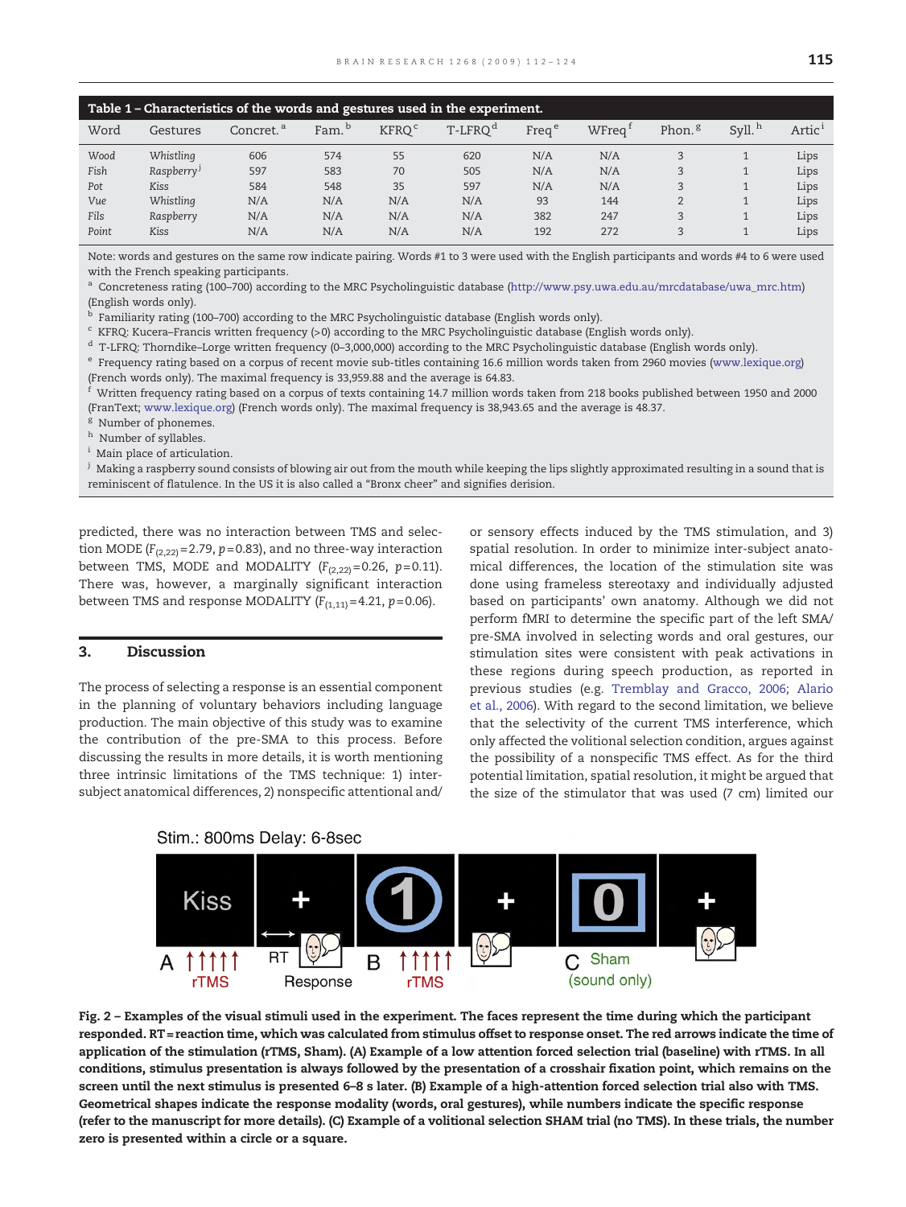**Table 1 – Characteristics of the words and gestures used in the experiment.**

| Word | Gestures | Concret.[a] | Fam.[b] | KFRQ[c] | T-LFRQ[d] | Freq[e] | WFreq[f] | Phon.[g] | Syll.[h] | Artic[i] |
|---|---|---|---|---|---|---|---|---|---|---|
| *Wood* | *Whistling* | 606 | 574 | 55 | 620 | N/A | N/A | 3 | 1 | Lips |
| *Fish* | *Raspberry*[j] | 597 | 583 | 70 | 505 | N/A | N/A | 3 | 1 | Lips |
| *Pot* | *Kiss* | 584 | 548 | 35 | 597 | N/A | N/A | 3 | 1 | Lips |
| *Vue* | *Whistling* | N/A | N/A | N/A | N/A | 93 | 144 | 2 | 1 | Lips |
| *Fils* | *Raspberry* | N/A | N/A | N/A | N/A | 382 | 247 | 3 | 1 | Lips |
| *Point* | *Kiss* | N/A | N/A | N/A | N/A | 192 | 272 | 3 | 1 | Lips |

Note: words and gestures on the same row indicate pairing. Words #1 to 3 were used with the English participants and words #4 to 6 were used with the French speaking participants.

[a] Concreteness rating (100–700) according to the MRC Psycholinguistic database (http://www.psy.uwa.edu.au/mrcdatabase/uwa_mrc.htm) (English words only).

[b] Familiarity rating (100–700) according to the MRC Psycholinguistic database (English words only).

[c] KFRQ: Kucera–Francis written frequency (>0) according to the MRC Psycholinguistic database (English words only).

[d] T-LFRQ: Thorndike–Lorge written frequency (0–3,000,000) according to the MRC Psycholinguistic database (English words only).

[e] Frequency rating based on a corpus of recent movie sub-titles containing 16.6 million words taken from 2960 movies (www.lexique.org) (French words only). The maximal frequency is 33,959.88 and the average is 64.83.

[f] Written frequency rating based on a corpus of texts containing 14.7 million words taken from 218 books published between 1950 and 2000 (FranText; www.lexique.org) (French words only). The maximal frequency is 38,943.65 and the average is 48.37.

[g] Number of phonemes.

[h] Number of syllables.

[i] Main place of articulation.

[j] Making a raspberry sound consists of blowing air out from the mouth while keeping the lips slightly approximated resulting in a sound that is reminiscent of flatulence. In the US it is also called a "Bronx cheer" and signifies derision.

predicted, there was no interaction between TMS and selection MODE ($F_{(2,22)}=2.79$, $p=0.83$), and no three-way interaction between TMS, MODE and MODALITY ($F_{(2,22)}=0.26$, $p=0.11$). There was, however, a marginally significant interaction between TMS and response MODALITY ($F_{(1,11)}=4.21$, $p=0.06$).

## 3. Discussion

The process of selecting a response is an essential component in the planning of voluntary behaviors including language production. The main objective of this study was to examine the contribution of the pre-SMA to this process. Before discussing the results in more details, it is worth mentioning three intrinsic limitations of the TMS technique: 1) inter-subject anatomical differences, 2) nonspecific attentional and/or sensory effects induced by the TMS stimulation, and 3) spatial resolution. In order to minimize inter-subject anatomical differences, the location of the stimulation site was done using frameless stereotaxy and individually adjusted based on participants' own anatomy. Although we did not perform fMRI to determine the specific part of the left SMA/pre-SMA involved in selecting words and oral gestures, our stimulation sites were consistent with peak activations in these regions during speech production, as reported in previous studies (e.g. Tremblay and Gracco, 2006; Alario et al., 2006). With regard to the second limitation, we believe that the selectivity of the current TMS interference, which only affected the volitional selection condition, argues against the possibility of a nonspecific TMS effect. As for the third potential limitation, spatial resolution, it might be argued that the size of the stimulator that was used (7 cm) limited our

**Fig. 2 – Examples of the visual stimuli used in the experiment. The faces represent the time during which the participant responded. RT = reaction time, which was calculated from stimulus offset to response onset. The red arrows indicate the time of application of the stimulation (rTMS, Sham). (A) Example of a low attention forced selection trial (baseline) with rTMS. In all conditions, stimulus presentation is always followed by the presentation of a crosshair fixation point, which remains on the screen until the next stimulus is presented 6–8 s later. (B) Example of a high-attention forced selection trial also with TMS. Geometrical shapes indicate the response modality (words, oral gestures), while numbers indicate the specific response (refer to the manuscript for more details). (C) Example of a volitional selection SHAM trial (no TMS). In these trials, the number zero is presented within a circle or a square.**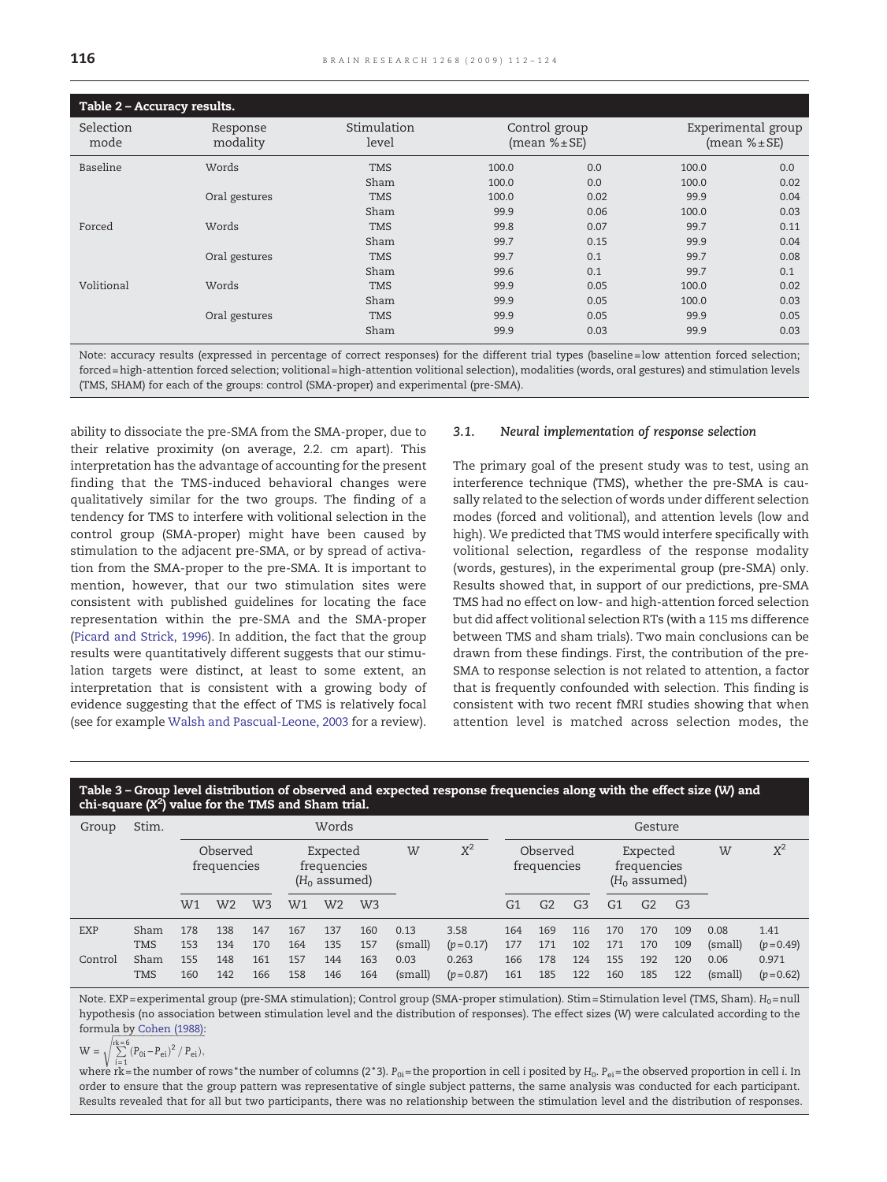**Table 2 – Accuracy results.**

| Selection mode | Response modality | Stimulation level | Control group (mean % ± SE) | | Experimental group (mean % ± SE) | |
|---|---|---|---|---|---|---|
| Baseline | Words | TMS | 100.0 | 0.0 | 100.0 | 0.0 |
| | | Sham | 100.0 | 0.0 | 100.0 | 0.02 |
| | Oral gestures | TMS | 100.0 | 0.02 | 99.9 | 0.04 |
| | | Sham | 99.9 | 0.06 | 100.0 | 0.03 |
| Forced | Words | TMS | 99.8 | 0.07 | 99.7 | 0.11 |
| | | Sham | 99.7 | 0.15 | 99.9 | 0.04 |
| | Oral gestures | TMS | 99.7 | 0.1 | 99.7 | 0.08 |
| | | Sham | 99.6 | 0.1 | 99.7 | 0.1 |
| Volitional | Words | TMS | 99.9 | 0.05 | 100.0 | 0.02 |
| | | Sham | 99.9 | 0.05 | 100.0 | 0.03 |
| | Oral gestures | TMS | 99.9 | 0.05 | 99.9 | 0.05 |
| | | Sham | 99.9 | 0.03 | 99.9 | 0.03 |

Note: accuracy results (expressed in percentage of correct responses) for the different trial types (baseline = low attention forced selection; forced = high-attention forced selection; volitional = high-attention volitional selection), modalities (words, oral gestures) and stimulation levels (TMS, SHAM) for each of the groups: control (SMA-proper) and experimental (pre-SMA).

ability to dissociate the pre-SMA from the SMA-proper, due to their relative proximity (on average, 2.2. cm apart). This interpretation has the advantage of accounting for the present finding that the TMS-induced behavioral changes were qualitatively similar for the two groups. The finding of a tendency for TMS to interfere with volitional selection in the control group (SMA-proper) might have been caused by stimulation to the adjacent pre-SMA, or by spread of activation from the SMA-proper to the pre-SMA. It is important to mention, however, that our two stimulation sites were consistent with published guidelines for locating the face representation within the pre-SMA and the SMA-proper (Picard and Strick, 1996). In addition, the fact that the group results were quantitatively different suggests that our stimulation targets were distinct, at least to some extent, an interpretation that is consistent with a growing body of evidence suggesting that the effect of TMS is relatively focal (see for example Walsh and Pascual-Leone, 2003 for a review).

### 3.1. *Neural implementation of response selection*

The primary goal of the present study was to test, using an interference technique (TMS), whether the pre-SMA is causally related to the selection of words under different selection modes (forced and volitional), and attention levels (low and high). We predicted that TMS would interfere specifically with volitional selection, regardless of the response modality (words, gestures), in the experimental group (pre-SMA) only. Results showed that, in support of our predictions, pre-SMA TMS had no effect on low- and high-attention forced selection but did affect volitional selection RTs (with a 115 ms difference between TMS and sham trials). Two main conclusions can be drawn from these findings. First, the contribution of the pre-SMA to response selection is not related to attention, a factor that is frequently confounded with selection. This finding is consistent with two recent fMRI studies showing that when attention level is matched across selection modes, the

**Table 3 – Group level distribution of observed and expected response frequencies along with the effect size ($W$) and chi-square ($X^2$) value for the TMS and Sham trial.**

| Group | Stim. | Words | | | | | | | | Gesture | | | | | | | |
|---|---|---|---|---|---|---|---|---|---|---|---|---|---|---|---|---|---|
| | | Observed frequencies | | | Expected frequencies ($H_0$ assumed) | | | W | $X^2$ | Observed frequencies | | | Expected frequencies ($H_0$ assumed) | | | W | $X^2$ |
| | | W1 | W2 | W3 | W1 | W2 | W3 | | | G1 | G2 | G3 | G1 | G2 | G3 | | |
| EXP | Sham | 178 | 138 | 147 | 167 | 137 | 160 | 0.13 | 3.58 | 164 | 169 | 116 | 170 | 170 | 109 | 0.08 | 1.41 |
| | TMS | 153 | 134 | 170 | 164 | 135 | 157 | (small) | ($p$ = 0.17) | 177 | 171 | 102 | 171 | 170 | 109 | (small) | ($p$ = 0.49) |
| Control | Sham | 155 | 148 | 161 | 157 | 144 | 163 | 0.03 | 0.263 | 166 | 178 | 124 | 155 | 192 | 120 | 0.06 | 0.971 |
| | TMS | 160 | 142 | 166 | 158 | 146 | 164 | (small) | ($p$ = 0.87) | 161 | 185 | 122 | 160 | 185 | 122 | (small) | ($p$ = 0.62) |

Note. EXP = experimental group (pre-SMA stimulation); Control group (SMA-proper stimulation). Stim = Stimulation level (TMS, Sham). $H_0$ = null hypothesis (no association between stimulation level and the distribution of responses). The effect sizes (W) were calculated according to the formula by Cohen (1988):

$W = \sqrt{\sum_{i=1}^{rk=6} (P_{0i} - P_{ei})^2 / P_{ei}}$,

where rk = the number of rows * the number of columns (2 * 3). $P_{0i}$ = the proportion in cell $i$ posited by $H_0$. $P_{ei}$ = the observed proportion in cell $i$. In order to ensure that the group pattern was representative of single subject patterns, the same analysis was conducted for each participant. Results revealed that for all but two participants, there was no relationship between the stimulation level and the distribution of responses.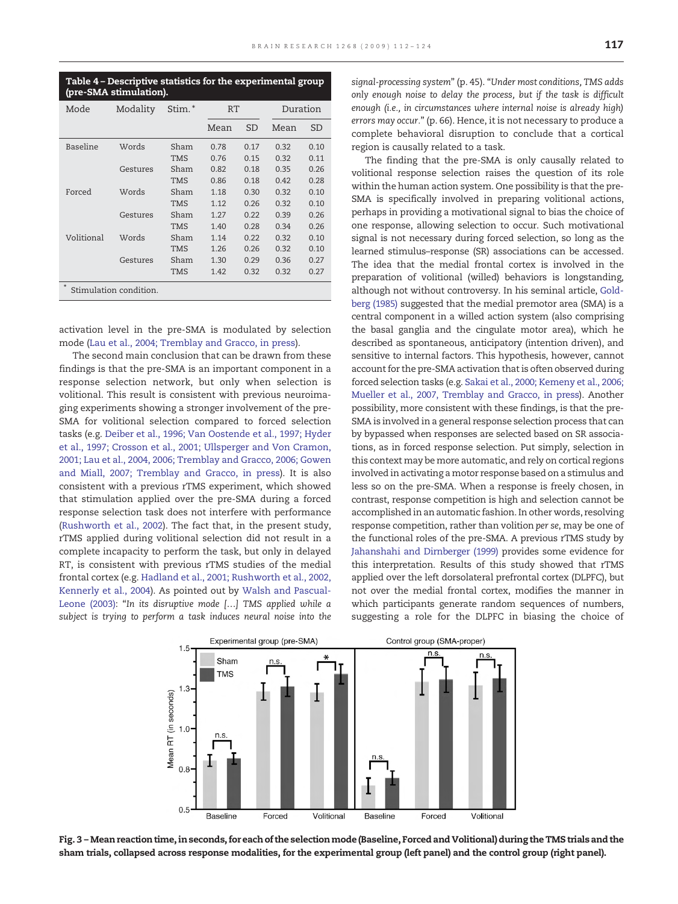**Table 4 – Descriptive statistics for the experimental group (pre-SMA stimulation).**

| Mode | Modality | Stim.* | RT | | Duration | |
|---|---|---|---|---|---|---|
| | | | Mean | SD | Mean | SD |
| Baseline | Words | Sham | 0.78 | 0.17 | 0.32 | 0.10 |
| | | TMS | 0.76 | 0.15 | 0.32 | 0.11 |
| | Gestures | Sham | 0.82 | 0.18 | 0.35 | 0.26 |
| | | TMS | 0.86 | 0.18 | 0.42 | 0.28 |
| Forced | Words | Sham | 1.18 | 0.30 | 0.32 | 0.10 |
| | | TMS | 1.12 | 0.26 | 0.32 | 0.10 |
| | Gestures | Sham | 1.27 | 0.22 | 0.39 | 0.26 |
| | | TMS | 1.40 | 0.28 | 0.34 | 0.26 |
| Volitional | Words | Sham | 1.14 | 0.22 | 0.32 | 0.10 |
| | | TMS | 1.26 | 0.26 | 0.32 | 0.10 |
| | Gestures | Sham | 1.30 | 0.29 | 0.36 | 0.27 |
| | | TMS | 1.42 | 0.32 | 0.32 | 0.27 |

* Stimulation condition.

activation level in the pre-SMA is modulated by selection mode (Lau et al., 2004; Tremblay and Gracco, in press).

The second main conclusion that can be drawn from these findings is that the pre-SMA is an important component in a response selection network, but only when selection is volitional. This result is consistent with previous neuroimaging experiments showing a stronger involvement of the pre-SMA for volitional selection compared to forced selection tasks (e.g. Deiber et al., 1996; Van Oostende et al., 1997; Hyder et al., 1997; Crosson et al., 2001; Ullsperger and Von Cramon, 2001; Lau et al., 2004, 2006; Tremblay and Gracco, 2006; Gowen and Miall, 2007; Tremblay and Gracco, in press). It is also consistent with a previous rTMS experiment, which showed that stimulation applied over the pre-SMA during a forced response selection task does not interfere with performance (Rushworth et al., 2002). The fact that, in the present study, rTMS applied during volitional selection did not result in a complete incapacity to perform the task, but only in delayed RT, is consistent with previous rTMS studies of the medial frontal cortex (e.g. Hadland et al., 2001; Rushworth et al., 2002, Kennerly et al., 2004). As pointed out by Walsh and Pascual-Leone (2003): "*In its disruptive mode […] TMS applied while a subject is trying to perform a task induces neural noise into the signal-processing system*" (p. 45). "*Under most conditions, TMS adds only enough noise to delay the process, but if the task is difficult enough (i.e., in circumstances where internal noise is already high) errors may occur.*" (p. 66). Hence, it is not necessary to produce a complete behavioral disruption to conclude that a cortical region is causally related to a task.

The finding that the pre-SMA is only causally related to volitional response selection raises the question of its role within the human action system. One possibility is that the pre-SMA is specifically involved in preparing volitional actions, perhaps in providing a motivational signal to bias the choice of one response, allowing selection to occur. Such motivational signal is not necessary during forced selection, so long as the learned stimulus–response (SR) associations can be accessed. The idea that the medial frontal cortex is involved in the preparation of volitional (willed) behaviors is longstanding, although not without controversy. In his seminal article, Goldberg (1985) suggested that the medial premotor area (SMA) is a central component in a willed action system (also comprising the basal ganglia and the cingulate motor area), which he described as spontaneous, anticipatory (intention driven), and sensitive to internal factors. This hypothesis, however, cannot account for the pre-SMA activation that is often observed during forced selection tasks (e.g. Sakai et al., 2000; Kemeny et al., 2006; Mueller et al., 2007, Tremblay and Gracco, in press). Another possibility, more consistent with these findings, is that the pre-SMA is involved in a general response selection process that can by bypassed when responses are selected based on SR associations, as in forced response selection. Put simply, selection in this context may be more automatic, and rely on cortical regions involved in activating a motor response based on a stimulus and less so on the pre-SMA. When a response is freely chosen, in contrast, response competition is high and selection cannot be accomplished in an automatic fashion. In other words, resolving response competition, rather than volition *per se*, may be one of the functional roles of the pre-SMA. A previous rTMS study by Jahanshahi and Dirnberger (1999) provides some evidence for this interpretation. Results of this study showed that rTMS applied over the left dorsolateral prefrontal cortex (DLPFC), but not over the medial frontal cortex, modifies the manner in which participants generate random sequences of numbers, suggesting a role for the DLPFC in biasing the choice of

**Fig. 3 – Mean reaction time, in seconds, for each of the selection mode (Baseline, Forced and Volitional) during the TMS trials and the sham trials, collapsed across response modalities, for the experimental group (left panel) and the control group (right panel).**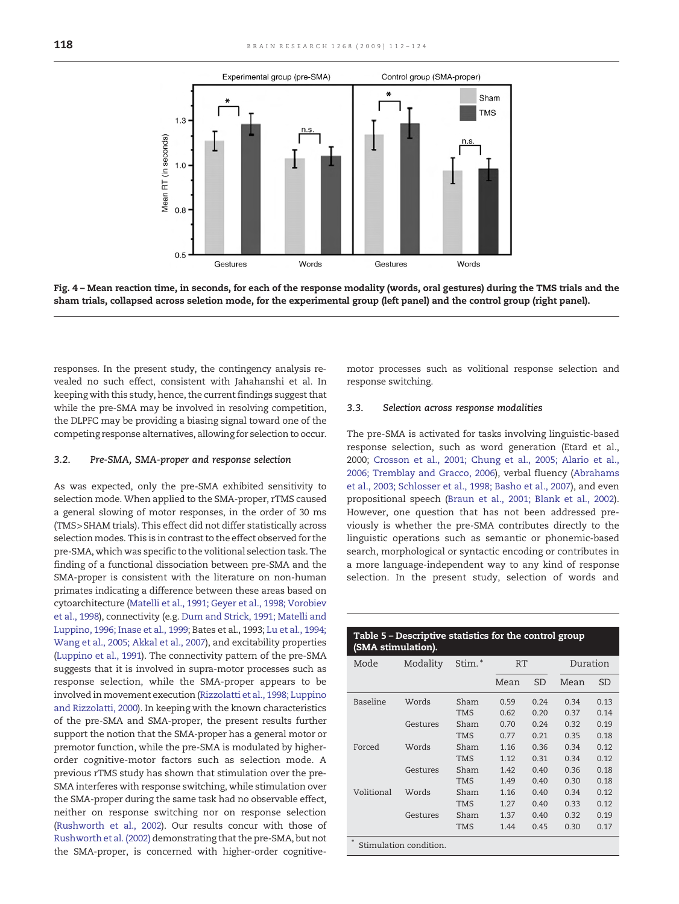Fig. 4 – Mean reaction time, in seconds, for each of the response modality (words, oral gestures) during the TMS trials and the sham trials, collapsed across selection mode, for the experimental group (left panel) and the control group (right panel).

responses. In the present study, the contingency analysis revealed no such effect, consistent with Jahahanshi et al. In keeping with this study, hence, the current findings suggest that while the pre-SMA may be involved in resolving competition, the DLPFC may be providing a biasing signal toward one of the competing response alternatives, allowing for selection to occur.

### 3.2. Pre-SMA, SMA-proper and response selection

As was expected, only the pre-SMA exhibited sensitivity to selection mode. When applied to the SMA-proper, rTMS caused a general slowing of motor responses, in the order of 30 ms (TMS>SHAM trials). This effect did not differ statistically across selection modes. This is in contrast to the effect observed for the pre-SMA, which was specific to the volitional selection task. The finding of a functional dissociation between pre-SMA and the SMA-proper is consistent with the literature on non-human primates indicating a difference between these areas based on cytoarchitecture (Matelli et al., 1991; Geyer et al., 1998; Vorobiev et al., 1998), connectivity (e.g. Dum and Strick, 1991; Matelli and Luppino, 1996; Inase et al., 1999; Bates et al., 1993; Lu et al., 1994; Wang et al., 2005; Akkal et al., 2007), and excitability properties (Luppino et al., 1991). The connectivity pattern of the pre-SMA suggests that it is involved in supra-motor processes such as response selection, while the SMA-proper appears to be involved in movement execution (Rizzolatti et al., 1998; Luppino and Rizzolatti, 2000). In keeping with the known characteristics of the pre-SMA and SMA-proper, the present results further support the notion that the SMA-proper has a general motor or premotor function, while the pre-SMA is modulated by higher-order cognitive-motor factors such as selection mode. A previous rTMS study has shown that stimulation over the pre-SMA interferes with response switching, while stimulation over the SMA-proper during the same task had no observable effect, neither on response switching nor on response selection (Rushworth et al., 2002). Our results concur with those of Rushworth et al. (2002) demonstrating that the pre-SMA, but not the SMA-proper, is concerned with higher-order cognitive-motor processes such as volitional response selection and response switching.

### 3.3. Selection across response modalities

The pre-SMA is activated for tasks involving linguistic-based response selection, such as word generation (Etard et al., 2000; Crosson et al., 2001; Chung et al., 2005; Alario et al., 2006; Tremblay and Gracco, 2006), verbal fluency (Abrahams et al., 2003; Schlosser et al., 1998; Basho et al., 2007), and even propositional speech (Braun et al., 2001; Blank et al., 2002). However, one question that has not been addressed previously is whether the pre-SMA contributes directly to the linguistic operations such as semantic or phonemic-based search, morphological or syntactic encoding or contributes in a more language-independent way to any kind of response selection. In the present study, selection of words and

**Table 5 – Descriptive statistics for the control group (SMA stimulation).**

| Mode | Modality | Stim.* | RT | | Duration | |
|---|---|---|---|---|---|---|
| | | | Mean | SD | Mean | SD |
| Baseline | Words | Sham | 0.59 | 0.24 | 0.34 | 0.13 |
| | | TMS | 0.62 | 0.20 | 0.37 | 0.14 |
| | Gestures | Sham | 0.70 | 0.24 | 0.32 | 0.19 |
| | | TMS | 0.77 | 0.21 | 0.35 | 0.18 |
| Forced | Words | Sham | 1.16 | 0.36 | 0.34 | 0.12 |
| | | TMS | 1.12 | 0.31 | 0.34 | 0.12 |
| | Gestures | Sham | 1.42 | 0.40 | 0.36 | 0.18 |
| | | TMS | 1.49 | 0.40 | 0.30 | 0.18 |
| Volitional | Words | Sham | 1.16 | 0.40 | 0.34 | 0.12 |
| | | TMS | 1.27 | 0.40 | 0.33 | 0.12 |
| | Gestures | Sham | 1.37 | 0.40 | 0.32 | 0.19 |
| | | TMS | 1.44 | 0.45 | 0.30 | 0.17 |

* Stimulation condition.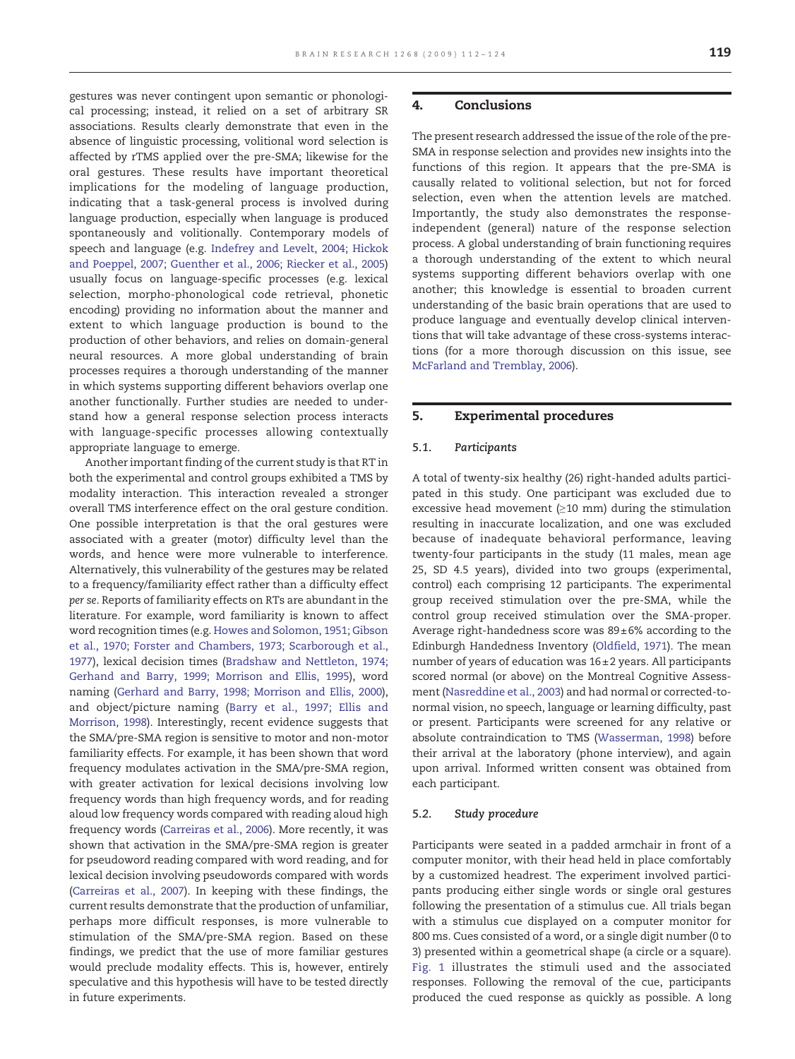gestures was never contingent upon semantic or phonological processing; instead, it relied on a set of arbitrary SR associations. Results clearly demonstrate that even in the absence of linguistic processing, volitional word selection is affected by rTMS applied over the pre-SMA; likewise for the oral gestures. These results have important theoretical implications for the modeling of language production, indicating that a task-general process is involved during language production, especially when language is produced spontaneously and volitionally. Contemporary models of speech and language (e.g. Indefrey and Levelt, 2004; Hickok and Poeppel, 2007; Guenther et al., 2006; Riecker et al., 2005) usually focus on language-specific processes (e.g. lexical selection, morpho-phonological code retrieval, phonetic encoding) providing no information about the manner and extent to which language production is bound to the production of other behaviors, and relies on domain-general neural resources. A more global understanding of brain processes requires a thorough understanding of the manner in which systems supporting different behaviors overlap one another functionally. Further studies are needed to understand how a general response selection process interacts with language-specific processes allowing contextually appropriate language to emerge.

Another important finding of the current study is that RT in both the experimental and control groups exhibited a TMS by modality interaction. This interaction revealed a stronger overall TMS interference effect on the oral gesture condition. One possible interpretation is that the oral gestures were associated with a greater (motor) difficulty level than the words, and hence were more vulnerable to interference. Alternatively, this vulnerability of the gestures may be related to a frequency/familiarity effect rather than a difficulty effect *per se*. Reports of familiarity effects on RTs are abundant in the literature. For example, word familiarity is known to affect word recognition times (e.g. Howes and Solomon, 1951; Gibson et al., 1970; Forster and Chambers, 1973; Scarborough et al., 1977), lexical decision times (Bradshaw and Nettleton, 1974; Gerhand and Barry, 1999; Morrison and Ellis, 1995), word naming (Gerhard and Barry, 1998; Morrison and Ellis, 2000), and object/picture naming (Barry et al., 1997; Ellis and Morrison, 1998). Interestingly, recent evidence suggests that the SMA/pre-SMA region is sensitive to motor and non-motor familiarity effects. For example, it has been shown that word frequency modulates activation in the SMA/pre-SMA region, with greater activation for lexical decisions involving low frequency words than high frequency words, and for reading aloud low frequency words compared with reading aloud high frequency words (Carreiras et al., 2006). More recently, it was shown that activation in the SMA/pre-SMA region is greater for pseudoword reading compared with word reading, and for lexical decision involving pseudowords compared with words (Carreiras et al., 2007). In keeping with these findings, the current results demonstrate that the production of unfamiliar, perhaps more difficult responses, is more vulnerable to stimulation of the SMA/pre-SMA region. Based on these findings, we predict that the use of more familiar gestures would preclude modality effects. This is, however, entirely speculative and this hypothesis will have to be tested directly in future experiments.

## 4. Conclusions

The present research addressed the issue of the role of the pre-SMA in response selection and provides new insights into the functions of this region. It appears that the pre-SMA is causally related to volitional selection, but not for forced selection, even when the attention levels are matched. Importantly, the study also demonstrates the response-independent (general) nature of the response selection process. A global understanding of brain functioning requires a thorough understanding of the extent to which neural systems supporting different behaviors overlap with one another; this knowledge is essential to broaden current understanding of the basic brain operations that are used to produce language and eventually develop clinical interventions that will take advantage of these cross-systems interactions (for a more thorough discussion on this issue, see McFarland and Tremblay, 2006).

## 5. Experimental procedures

### 5.1. Participants

A total of twenty-six healthy (26) right-handed adults participated in this study. One participant was excluded due to excessive head movement (≥10 mm) during the stimulation resulting in inaccurate localization, and one was excluded because of inadequate behavioral performance, leaving twenty-four participants in the study (11 males, mean age 25, SD 4.5 years), divided into two groups (experimental, control) each comprising 12 participants. The experimental group received stimulation over the pre-SMA, while the control group received stimulation over the SMA-proper. Average right-handedness score was 89 ± 6% according to the Edinburgh Handedness Inventory (Oldfield, 1971). The mean number of years of education was 16 ± 2 years. All participants scored normal (or above) on the Montreal Cognitive Assessment (Nasreddine et al., 2003) and had normal or corrected-to-normal vision, no speech, language or learning difficulty, past or present. Participants were screened for any relative or absolute contraindication to TMS (Wasserman, 1998) before their arrival at the laboratory (phone interview), and again upon arrival. Informed written consent was obtained from each participant.

### 5.2. Study procedure

Participants were seated in a padded armchair in front of a computer monitor, with their head held in place comfortably by a customized headrest. The experiment involved participants producing either single words or single oral gestures following the presentation of a stimulus cue. All trials began with a stimulus cue displayed on a computer monitor for 800 ms. Cues consisted of a word, or a single digit number (0 to 3) presented within a geometrical shape (a circle or a square). Fig. 1 illustrates the stimuli used and the associated responses. Following the removal of the cue, participants produced the cued response as quickly as possible. A long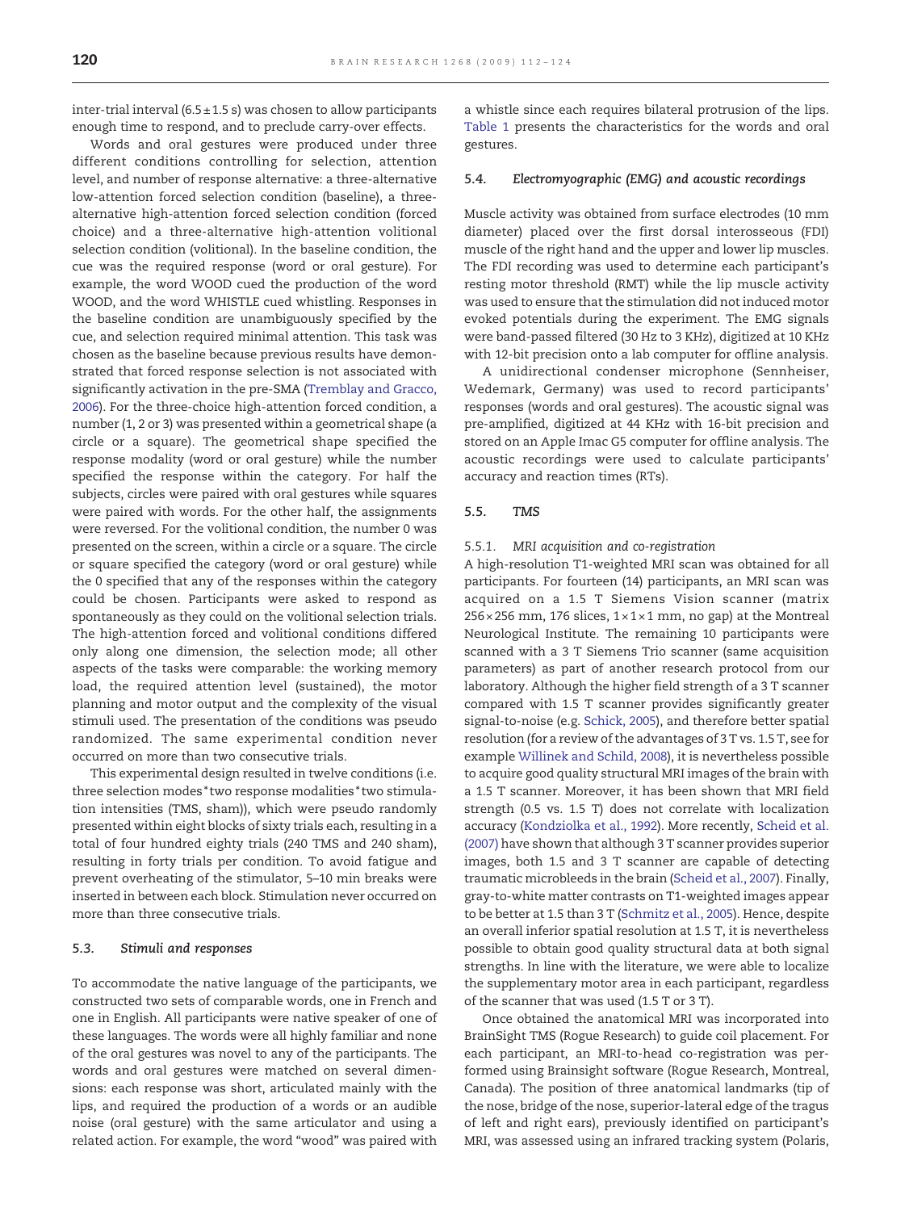inter-trial interval (6.5 ± 1.5 s) was chosen to allow participants enough time to respond, and to preclude carry-over effects.

Words and oral gestures were produced under three different conditions controlling for selection, attention level, and number of response alternative: a three-alternative low-attention forced selection condition (baseline), a three-alternative high-attention forced selection condition (forced choice) and a three-alternative high-attention volitional selection condition (volitional). In the baseline condition, the cue was the required response (word or oral gesture). For example, the word WOOD cued the production of the word WOOD, and the word WHISTLE cued whistling. Responses in the baseline condition are unambiguously specified by the cue, and selection required minimal attention. This task was chosen as the baseline because previous results have demonstrated that forced response selection is not associated with significantly activation in the pre-SMA (Tremblay and Gracco, 2006). For the three-choice high-attention forced condition, a number (1, 2 or 3) was presented within a geometrical shape (a circle or a square). The geometrical shape specified the response modality (word or oral gesture) while the number specified the response within the category. For half the subjects, circles were paired with oral gestures while squares were paired with words. For the other half, the assignments were reversed. For the volitional condition, the number 0 was presented on the screen, within a circle or a square. The circle or square specified the category (word or oral gesture) while the 0 specified that any of the responses within the category could be chosen. Participants were asked to respond as spontaneously as they could on the volitional selection trials. The high-attention forced and volitional conditions differed only along one dimension, the selection mode; all other aspects of the tasks were comparable: the working memory load, the required attention level (sustained), the motor planning and motor output and the complexity of the visual stimuli used. The presentation of the conditions was pseudo randomized. The same experimental condition never occurred on more than two consecutive trials.

This experimental design resulted in twelve conditions (i.e. three selection modes*two response modalities*two stimulation intensities (TMS, sham)), which were pseudo randomly presented within eight blocks of sixty trials each, resulting in a total of four hundred eighty trials (240 TMS and 240 sham), resulting in forty trials per condition. To avoid fatigue and prevent overheating of the stimulator, 5–10 min breaks were inserted in between each block. Stimulation never occurred on more than three consecutive trials.

### 5.3. *Stimuli and responses*

To accommodate the native language of the participants, we constructed two sets of comparable words, one in French and one in English. All participants were native speaker of one of these languages. The words were all highly familiar and none of the oral gestures was novel to any of the participants. The words and oral gestures were matched on several dimensions: each response was short, articulated mainly with the lips, and required the production of a words or an audible noise (oral gesture) with the same articulator and using a related action. For example, the word "wood" was paired with a whistle since each requires bilateral protrusion of the lips. Table 1 presents the characteristics for the words and oral gestures.

### 5.4. *Electromyographic (EMG) and acoustic recordings*

Muscle activity was obtained from surface electrodes (10 mm diameter) placed over the first dorsal interosseous (FDI) muscle of the right hand and the upper and lower lip muscles. The FDI recording was used to determine each participant's resting motor threshold (RMT) while the lip muscle activity was used to ensure that the stimulation did not induced motor evoked potentials during the experiment. The EMG signals were band-passed filtered (30 Hz to 3 KHz), digitized at 10 KHz with 12-bit precision onto a lab computer for offline analysis.

A unidirectional condenser microphone (Sennheiser, Wedemark, Germany) was used to record participants' responses (words and oral gestures). The acoustic signal was pre-amplified, digitized at 44 KHz with 16-bit precision and stored on an Apple Imac G5 computer for offline analysis. The acoustic recordings were used to calculate participants' accuracy and reaction times (RTs).

### 5.5. *TMS*

#### 5.5.1. *MRI acquisition and co-registration*

A high-resolution T1-weighted MRI scan was obtained for all participants. For fourteen (14) participants, an MRI scan was acquired on a 1.5 T Siemens Vision scanner (matrix 256 × 256 mm, 176 slices, 1 × 1 × 1 mm, no gap) at the Montreal Neurological Institute. The remaining 10 participants were scanned with a 3 T Siemens Trio scanner (same acquisition parameters) as part of another research protocol from our laboratory. Although the higher field strength of a 3 T scanner compared with 1.5 T scanner provides significantly greater signal-to-noise (e.g. Schick, 2005), and therefore better spatial resolution (for a review of the advantages of 3 T vs. 1.5 T, see for example Willinek and Schild, 2008), it is nevertheless possible to acquire good quality structural MRI images of the brain with a 1.5 T scanner. Moreover, it has been shown that MRI field strength (0.5 vs. 1.5 T) does not correlate with localization accuracy (Kondziolka et al., 1992). More recently, Scheid et al. (2007) have shown that although 3 T scanner provides superior images, both 1.5 and 3 T scanner are capable of detecting traumatic microbleeds in the brain (Scheid et al., 2007). Finally, gray-to-white matter contrasts on T1-weighted images appear to be better at 1.5 than 3 T (Schmitz et al., 2005). Hence, despite an overall inferior spatial resolution at 1.5 T, it is nevertheless possible to obtain good quality structural data at both signal strengths. In line with the literature, we were able to localize the supplementary motor area in each participant, regardless of the scanner that was used (1.5 T or 3 T).

Once obtained the anatomical MRI was incorporated into BrainSight TMS (Rogue Research) to guide coil placement. For each participant, an MRI-to-head co-registration was performed using Brainsight software (Rogue Research, Montreal, Canada). The position of three anatomical landmarks (tip of the nose, bridge of the nose, superior-lateral edge of the tragus of left and right ears), previously identified on participant's MRI, was assessed using an infrared tracking system (Polaris,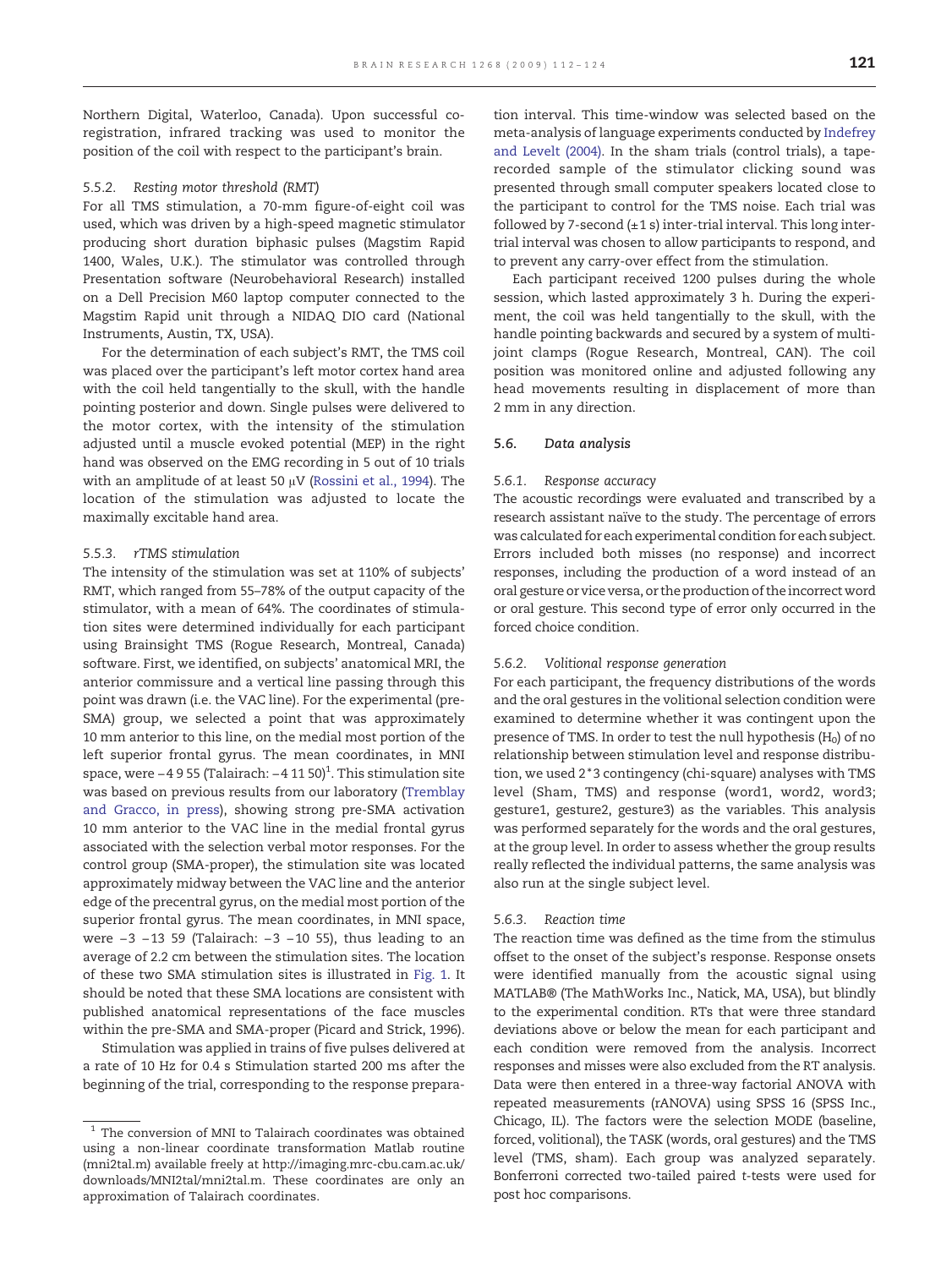Northern Digital, Waterloo, Canada). Upon successful co-registration, infrared tracking was used to monitor the position of the coil with respect to the participant's brain.

#### 5.5.2. Resting motor threshold (RMT)

For all TMS stimulation, a 70-mm figure-of-eight coil was used, which was driven by a high-speed magnetic stimulator producing short duration biphasic pulses (Magstim Rapid 1400, Wales, U.K.). The stimulator was controlled through Presentation software (Neurobehavioral Research) installed on a Dell Precision M60 laptop computer connected to the Magstim Rapid unit through a NIDAQ DIO card (National Instruments, Austin, TX, USA).

For the determination of each subject's RMT, the TMS coil was placed over the participant's left motor cortex hand area with the coil held tangentially to the skull, with the handle pointing posterior and down. Single pulses were delivered to the motor cortex, with the intensity of the stimulation adjusted until a muscle evoked potential (MEP) in the right hand was observed on the EMG recording in 5 out of 10 trials with an amplitude of at least 50 μV (Rossini et al., 1994). The location of the stimulation was adjusted to locate the maximally excitable hand area.

#### 5.5.3. rTMS stimulation

The intensity of the stimulation was set at 110% of subjects' RMT, which ranged from 55–78% of the output capacity of the stimulator, with a mean of 64%. The coordinates of stimulation sites were determined individually for each participant using Brainsight TMS (Rogue Research, Montreal, Canada) software. First, we identified, on subjects' anatomical MRI, the anterior commissure and a vertical line passing through this point was drawn (i.e. the VAC line). For the experimental (pre-SMA) group, we selected a point that was approximately 10 mm anterior to this line, on the medial most portion of the left superior frontal gyrus. The mean coordinates, in MNI space, were −4 9 55 (Talairach: −4 11 50)[1]. This stimulation site was based on previous results from our laboratory (Tremblay and Gracco, in press), showing strong pre-SMA activation 10 mm anterior to the VAC line in the medial frontal gyrus associated with the selection verbal motor responses. For the control group (SMA-proper), the stimulation site was located approximately midway between the VAC line and the anterior edge of the precentral gyrus, on the medial most portion of the superior frontal gyrus. The mean coordinates, in MNI space, were −3 −13 59 (Talairach: −3 −10 55), thus leading to an average of 2.2 cm between the stimulation sites. The location of these two SMA stimulation sites is illustrated in Fig. 1. It should be noted that these SMA locations are consistent with published anatomical representations of the face muscles within the pre-SMA and SMA-proper (Picard and Strick, 1996).

Stimulation was applied in trains of five pulses delivered at a rate of 10 Hz for 0.4 s Stimulation started 200 ms after the beginning of the trial, corresponding to the response preparation interval. This time-window was selected based on the meta-analysis of language experiments conducted by Indefrey and Levelt (2004). In the sham trials (control trials), a tape-recorded sample of the stimulator clicking sound was presented through small computer speakers located close to the participant to control for the TMS noise. Each trial was followed by 7-second (±1 s) inter-trial interval. This long inter-trial interval was chosen to allow participants to respond, and to prevent any carry-over effect from the stimulation.

Each participant received 1200 pulses during the whole session, which lasted approximately 3 h. During the experiment, the coil was held tangentially to the skull, with the handle pointing backwards and secured by a system of multi-joint clamps (Rogue Research, Montreal, CAN). The coil position was monitored online and adjusted following any head movements resulting in displacement of more than 2 mm in any direction.

### 5.6. Data analysis

#### 5.6.1. Response accuracy

The acoustic recordings were evaluated and transcribed by a research assistant naïve to the study. The percentage of errors was calculated for each experimental condition for each subject. Errors included both misses (no response) and incorrect responses, including the production of a word instead of an oral gesture or vice versa, or the production of the incorrect word or oral gesture. This second type of error only occurred in the forced choice condition.

#### 5.6.2. Volitional response generation

For each participant, the frequency distributions of the words and the oral gestures in the volitional selection condition were examined to determine whether it was contingent upon the presence of TMS. In order to test the null hypothesis ($H_0$) of no relationship between stimulation level and response distribution, we used 2*3 contingency (chi-square) analyses with TMS level (Sham, TMS) and response (word1, word2, word3; gesture1, gesture2, gesture3) as the variables. This analysis was performed separately for the words and the oral gestures, at the group level. In order to assess whether the group results really reflected the individual patterns, the same analysis was also run at the single subject level.

#### 5.6.3. Reaction time

The reaction time was defined as the time from the stimulus offset to the onset of the subject's response. Response onsets were identified manually from the acoustic signal using MATLAB® (The MathWorks Inc., Natick, MA, USA), but blindly to the experimental condition. RTs that were three standard deviations above or below the mean for each participant and each condition were removed from the analysis. Incorrect responses and misses were also excluded from the RT analysis. Data were then entered in a three-way factorial ANOVA with repeated measurements (rANOVA) using SPSS 16 (SPSS Inc., Chicago, IL). The factors were the selection MODE (baseline, forced, volitional), the TASK (words, oral gestures) and the TMS level (TMS, sham). Each group was analyzed separately. Bonferroni corrected two-tailed paired t-tests were used for post hoc comparisons.

---

[1] The conversion of MNI to Talairach coordinates was obtained using a non-linear coordinate transformation Matlab routine (mni2tal.m) available freely at http://imaging.mrc-cbu.cam.ac.uk/downloads/MNI2tal/mni2tal.m. These coordinates are only an approximation of Talairach coordinates.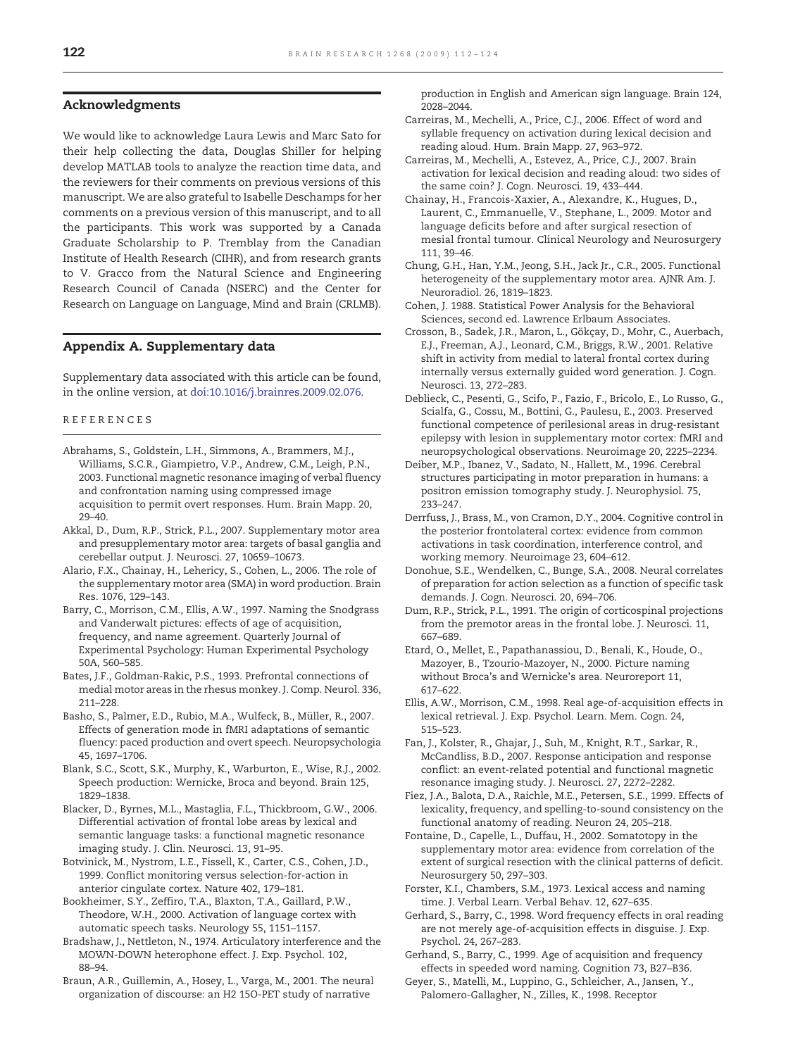## Acknowledgments

We would like to acknowledge Laura Lewis and Marc Sato for their help collecting the data, Douglas Shiller for helping develop MATLAB tools to analyze the reaction time data, and the reviewers for their comments on previous versions of this manuscript. We are also grateful to Isabelle Deschamps for her comments on a previous version of this manuscript, and to all the participants. This work was supported by a Canada Graduate Scholarship to P. Tremblay from the Canadian Institute of Health Research (CIHR), and from research grants to V. Gracco from the Natural Science and Engineering Research Council of Canada (NSERC) and the Center for Research on Language on Language, Mind and Brain (CRLMB).

## Appendix A. Supplementary data

Supplementary data associated with this article can be found, in the online version, at doi:10.1016/j.brainres.2009.02.076.

## REFERENCES

Abrahams, S., Goldstein, L.H., Simmons, A., Brammers, M.J., Williams, S.C.R., Giampietro, V.P., Andrew, C.M., Leigh, P.N., 2003. Functional magnetic resonance imaging of verbal fluency and confrontation naming using compressed image acquisition to permit overt responses. Hum. Brain Mapp. 20, 29–40.

Akkal, D., Dum, R.P., Strick, P.L., 2007. Supplementary motor area and presupplementary motor area: targets of basal ganglia and cerebellar output. J. Neurosci. 27, 10659–10673.

Alario, F.X., Chainay, H., Lehericy, S., Cohen, L., 2006. The role of the supplementary motor area (SMA) in word production. Brain Res. 1076, 129–143.

Barry, C., Morrison, C.M., Ellis, A.W., 1997. Naming the Snodgrass and Vanderwalt pictures: effects of age of acquisition, frequency, and name agreement. Quarterly Journal of Experimental Psychology: Human Experimental Psychology 50A, 560–585.

Bates, J.F., Goldman-Rakic, P.S., 1993. Prefrontal connections of medial motor areas in the rhesus monkey. J. Comp. Neurol. 336, 211–228.

Basho, S., Palmer, E.D., Rubio, M.A., Wulfeck, B., Müller, R., 2007. Effects of generation mode in fMRI adaptations of semantic fluency: paced production and overt speech. Neuropsychologia 45, 1697–1706.

Blank, S.C., Scott, S.K., Murphy, K., Warburton, E., Wise, R.J., 2002. Speech production: Wernicke, Broca and beyond. Brain 125, 1829–1838.

Blacker, D., Byrnes, M.L., Mastaglia, F.L., Thickbroom, G.W., 2006. Differential activation of frontal lobe areas by lexical and semantic language tasks: a functional magnetic resonance imaging study. J. Clin. Neurosci. 13, 91–95.

Botvinick, M., Nystrom, L.E., Fissell, K., Carter, C.S., Cohen, J.D., 1999. Conflict monitoring versus selection-for-action in anterior cingulate cortex. Nature 402, 179–181.

Bookheimer, S.Y., Zeffiro, T.A., Blaxton, T.A., Gaillard, P.W., Theodore, W.H., 2000. Activation of language cortex with automatic speech tasks. Neurology 55, 1151–1157.

Bradshaw, J., Nettleton, N., 1974. Articulatory interference and the MOWN-DOWN heterophone effect. J. Exp. Psychol. 102, 88–94.

Braun, A.R., Guillemin, A., Hosey, L., Varga, M., 2001. The neural organization of discourse: an H2 15O-PET study of narrative production in English and American sign language. Brain 124, 2028–2044.

Carreiras, M., Mechelli, A., Price, C.J., 2006. Effect of word and syllable frequency on activation during lexical decision and reading aloud. Hum. Brain Mapp. 27, 963–972.

Carreiras, M., Mechelli, A., Estevez, A., Price, C.J., 2007. Brain activation for lexical decision and reading aloud: two sides of the same coin? J. Cogn. Neurosci. 19, 433–444.

Chainay, H., Francois-Xaxier, A., Alexandre, K., Hugues, D., Laurent, C., Emmanuelle, V., Stephane, L., 2009. Motor and language deficits before and after surgical resection of mesial frontal tumour. Clinical Neurology and Neurosurgery 111, 39–46.

Chung, G.H., Han, Y.M., Jeong, S.H., Jack Jr., C.R., 2005. Functional heterogeneity of the supplementary motor area. AJNR Am. J. Neuroradiol. 26, 1819–1823.

Cohen, J. 1988. Statistical Power Analysis for the Behavioral Sciences, second ed. Lawrence Erlbaum Associates.

Crosson, B., Sadek, J.R., Maron, L., Gökçay, D., Mohr, C., Auerbach, E.J., Freeman, A.J., Leonard, C.M., Briggs, R.W., 2001. Relative shift in activity from medial to lateral frontal cortex during internally versus externally guided word generation. J. Cogn. Neurosci. 13, 272–283.

Deblieck, C., Pesenti, G., Scifo, P., Fazio, F., Bricolo, E., Lo Russo, G., Scialfa, G., Cossu, M., Bottini, G., Paulesu, E., 2003. Preserved functional competence of perilesional areas in drug-resistant epilepsy with lesion in supplementary motor cortex: fMRI and neuropsychological observations. Neuroimage 20, 2225–2234.

Deiber, M.P., Ibanez, V., Sadato, N., Hallett, M., 1996. Cerebral structures participating in motor preparation in humans: a positron emission tomography study. J. Neurophysiol. 75, 233–247.

Derrfuss, J., Brass, M., von Cramon, D.Y., 2004. Cognitive control in the posterior frontolateral cortex: evidence from common activations in task coordination, interference control, and working memory. Neuroimage 23, 604–612.

Donohue, S.E., Wendelken, C., Bunge, S.A., 2008. Neural correlates of preparation for action selection as a function of specific task demands. J. Cogn. Neurosci. 20, 694–706.

Dum, R.P., Strick, P.L., 1991. The origin of corticospinal projections from the premotor areas in the frontal lobe. J. Neurosci. 11, 667–689.

Etard, O., Mellet, E., Papathanassiou, D., Benali, K., Houde, O., Mazoyer, B., Tzourio-Mazoyer, N., 2000. Picture naming without Broca's and Wernicke's area. Neuroreport 11, 617–622.

Ellis, A.W., Morrison, C.M., 1998. Real age-of-acquisition effects in lexical retrieval. J. Exp. Psychol. Learn. Mem. Cogn. 24, 515–523.

Fan, J., Kolster, R., Ghajar, J., Suh, M., Knight, R.T., Sarkar, R., McCandliss, B.D., 2007. Response anticipation and response conflict: an event-related potential and functional magnetic resonance imaging study. J. Neurosci. 27, 2272–2282.

Fiez, J.A., Balota, D.A., Raichle, M.E., Petersen, S.E., 1999. Effects of lexicality, frequency, and spelling-to-sound consistency on the functional anatomy of reading. Neuron 24, 205–218.

Fontaine, D., Capelle, L., Duffau, H., 2002. Somatotopy in the supplementary motor area: evidence from correlation of the extent of surgical resection with the clinical patterns of deficit. Neurosurgery 50, 297–303.

Forster, K.I., Chambers, S.M., 1973. Lexical access and naming time. J. Verbal Learn. Verbal Behav. 12, 627–635.

Gerhard, S., Barry, C., 1998. Word frequency effects in oral reading are not merely age-of-acquisition effects in disguise. J. Exp. Psychol. 24, 267–283.

Gerhand, S., Barry, C., 1999. Age of acquisition and frequency effects in speeded word naming. Cognition 73, B27–B36.

Geyer, S., Matelli, M., Luppino, G., Schleicher, A., Jansen, Y., Palomero-Gallagher, N., Zilles, K., 1998. Receptor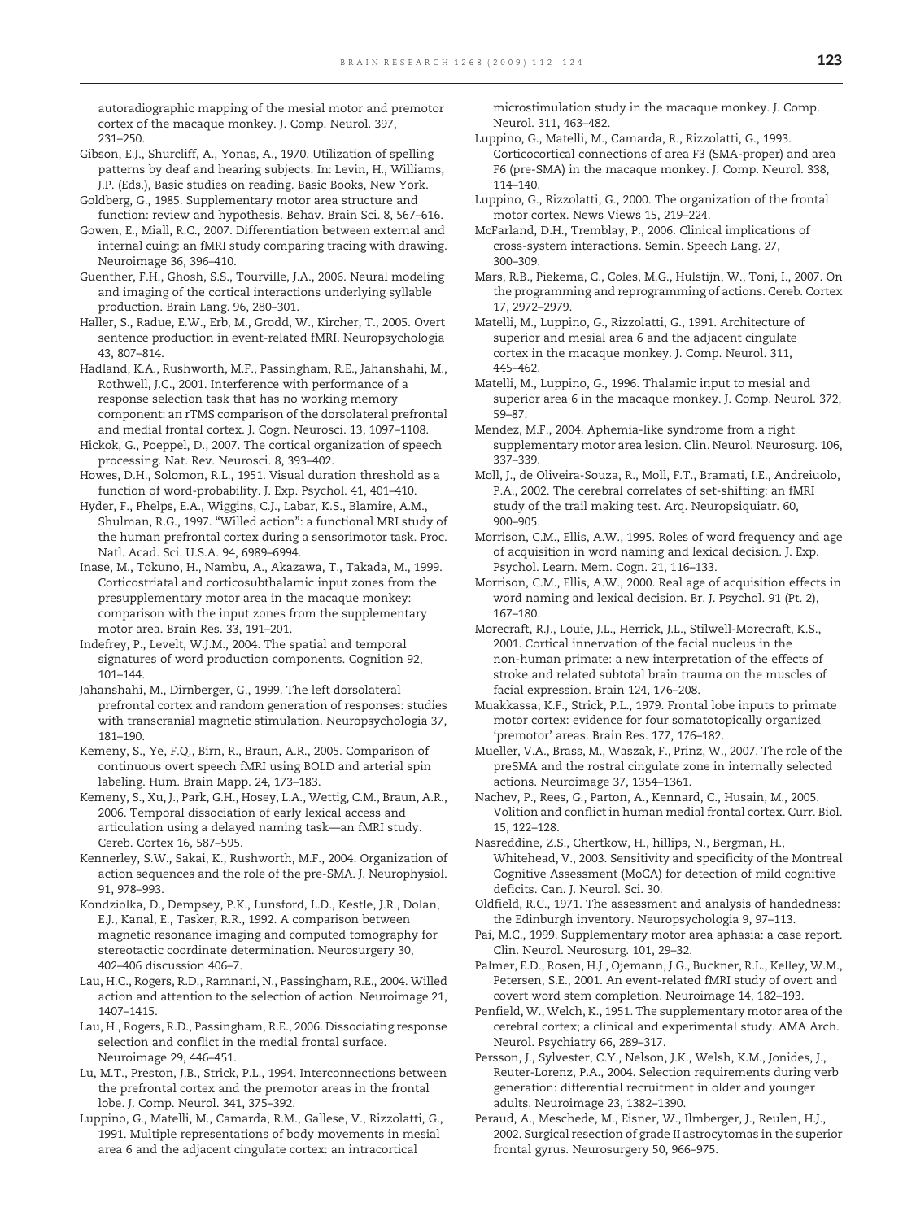autoradiographic mapping of the mesial motor and premotor cortex of the macaque monkey. J. Comp. Neurol. 397, 231–250.

Gibson, E.J., Shurcliff, A., Yonas, A., 1970. Utilization of spelling patterns by deaf and hearing subjects. In: Levin, H., Williams, J.P. (Eds.), Basic studies on reading. Basic Books, New York.

Goldberg, G., 1985. Supplementary motor area structure and function: review and hypothesis. Behav. Brain Sci. 8, 567–616.

Gowen, E., Miall, R.C., 2007. Differentiation between external and internal cuing: an fMRI study comparing tracing with drawing. Neuroimage 36, 396–410.

Guenther, F.H., Ghosh, S.S., Tourville, J.A., 2006. Neural modeling and imaging of the cortical interactions underlying syllable production. Brain Lang. 96, 280–301.

Haller, S., Radue, E.W., Erb, M., Grodd, W., Kircher, T., 2005. Overt sentence production in event-related fMRI. Neuropsychologia 43, 807–814.

Hadland, K.A., Rushworth, M.F., Passingham, R.E., Jahanshahi, M., Rothwell, J.C., 2001. Interference with performance of a response selection task that has no working memory component: an rTMS comparison of the dorsolateral prefrontal and medial frontal cortex. J. Cogn. Neurosci. 13, 1097–1108.

Hickok, G., Poeppel, D., 2007. The cortical organization of speech processing. Nat. Rev. Neurosci. 8, 393–402.

Howes, D.H., Solomon, R.L., 1951. Visual duration threshold as a function of word-probability. J. Exp. Psychol. 41, 401–410.

Hyder, F., Phelps, E.A., Wiggins, C.J., Labar, K.S., Blamire, A.M., Shulman, R.G., 1997. "Willed action": a functional MRI study of the human prefrontal cortex during a sensorimotor task. Proc. Natl. Acad. Sci. U.S.A. 94, 6989–6994.

Inase, M., Tokuno, H., Nambu, A., Akazawa, T., Takada, M., 1999. Corticostriatal and corticosubthalamic input zones from the presupplementary motor area in the macaque monkey: comparison with the input zones from the supplementary motor area. Brain Res. 33, 191–201.

Indefrey, P., Levelt, W.J.M., 2004. The spatial and temporal signatures of word production components. Cognition 92, 101–144.

Jahanshahi, M., Dirnberger, G., 1999. The left dorsolateral prefrontal cortex and random generation of responses: studies with transcranial magnetic stimulation. Neuropsychologia 37, 181–190.

Kemeny, S., Ye, F.Q., Birn, R., Braun, A.R., 2005. Comparison of continuous overt speech fMRI using BOLD and arterial spin labeling. Hum. Brain Mapp. 24, 173–183.

Kemeny, S., Xu, J., Park, G.H., Hosey, L.A., Wettig, C.M., Braun, A.R., 2006. Temporal dissociation of early lexical access and articulation using a delayed naming task—an fMRI study. Cereb. Cortex 16, 587–595.

Kennerley, S.W., Sakai, K., Rushworth, M.F., 2004. Organization of action sequences and the role of the pre-SMA. J. Neurophysiol. 91, 978–993.

Kondziolka, D., Dempsey, P.K., Lunsford, L.D., Kestle, J.R., Dolan, E.J., Kanal, E., Tasker, R.R., 1992. A comparison between magnetic resonance imaging and computed tomography for stereotactic coordinate determination. Neurosurgery 30, 402–406 discussion 406–7.

Lau, H.C., Rogers, R.D., Ramnani, N., Passingham, R.E., 2004. Willed action and attention to the selection of action. Neuroimage 21, 1407–1415.

Lau, H., Rogers, R.D., Passingham, R.E., 2006. Dissociating response selection and conflict in the medial frontal surface. Neuroimage 29, 446–451.

Lu, M.T., Preston, J.B., Strick, P.L., 1994. Interconnections between the prefrontal cortex and the premotor areas in the frontal lobe. J. Comp. Neurol. 341, 375–392.

Luppino, G., Matelli, M., Camarda, R.M., Gallese, V., Rizzolatti, G., 1991. Multiple representations of body movements in mesial area 6 and the adjacent cingulate cortex: an intracortical microstimulation study in the macaque monkey. J. Comp. Neurol. 311, 463–482.

Luppino, G., Matelli, M., Camarda, R., Rizzolatti, G., 1993. Corticocortical connections of area F3 (SMA-proper) and area F6 (pre-SMA) in the macaque monkey. J. Comp. Neurol. 338, 114–140.

Luppino, G., Rizzolatti, G., 2000. The organization of the frontal motor cortex. News Views 15, 219–224.

McFarland, D.H., Tremblay, P., 2006. Clinical implications of cross-system interactions. Semin. Speech Lang. 27, 300–309.

Mars, R.B., Piekema, C., Coles, M.G., Hulstijn, W., Toni, I., 2007. On the programming and reprogramming of actions. Cereb. Cortex 17, 2972–2979.

Matelli, M., Luppino, G., Rizzolatti, G., 1991. Architecture of superior and mesial area 6 and the adjacent cingulate cortex in the macaque monkey. J. Comp. Neurol. 311, 445–462.

Matelli, M., Luppino, G., 1996. Thalamic input to mesial and superior area 6 in the macaque monkey. J. Comp. Neurol. 372, 59–87.

Mendez, M.F., 2004. Aphemia-like syndrome from a right supplementary motor area lesion. Clin. Neurol. Neurosurg. 106, 337–339.

Moll, J., de Oliveira-Souza, R., Moll, F.T., Bramati, I.E., Andreiuolo, P.A., 2002. The cerebral correlates of set-shifting: an fMRI study of the trail making test. Arq. Neuropsiquiatr. 60, 900–905.

Morrison, C.M., Ellis, A.W., 1995. Roles of word frequency and age of acquisition in word naming and lexical decision. J. Exp. Psychol. Learn. Mem. Cogn. 21, 116–133.

Morrison, C.M., Ellis, A.W., 2000. Real age of acquisition effects in word naming and lexical decision. Br. J. Psychol. 91 (Pt. 2), 167–180.

Morecraft, R.J., Louie, J.L., Herrick, J.L., Stilwell-Morecraft, K.S., 2001. Cortical innervation of the facial nucleus in the non-human primate: a new interpretation of the effects of stroke and related subtotal brain trauma on the muscles of facial expression. Brain 124, 176–208.

Muakkassa, K.F., Strick, P.L., 1979. Frontal lobe inputs to primate motor cortex: evidence for four somatotopically organized 'premotor' areas. Brain Res. 177, 176–182.

Mueller, V.A., Brass, M., Waszak, F., Prinz, W., 2007. The role of the preSMA and the rostral cingulate zone in internally selected actions. Neuroimage 37, 1354–1361.

Nachev, P., Rees, G., Parton, A., Kennard, C., Husain, M., 2005. Volition and conflict in human medial frontal cortex. Curr. Biol. 15, 122–128.

Nasreddine, Z.S., Chertkow, H., hillips, N., Bergman, H., Whitehead, V., 2003. Sensitivity and specificity of the Montreal Cognitive Assessment (MoCA) for detection of mild cognitive deficits. Can. J. Neurol. Sci. 30.

Oldfield, R.C., 1971. The assessment and analysis of handedness: the Edinburgh inventory. Neuropsychologia 9, 97–113.

Pai, M.C., 1999. Supplementary motor area aphasia: a case report. Clin. Neurol. Neurosurg. 101, 29–32.

Palmer, E.D., Rosen, H.J., Ojemann, J.G., Buckner, R.L., Kelley, W.M., Petersen, S.E., 2001. An event-related fMRI study of overt and covert word stem completion. Neuroimage 14, 182–193.

Penfield, W., Welch, K., 1951. The supplementary motor area of the cerebral cortex; a clinical and experimental study. AMA Arch. Neurol. Psychiatry 66, 289–317.

Persson, J., Sylvester, C.Y., Nelson, J.K., Welsh, K.M., Jonides, J., Reuter-Lorenz, P.A., 2004. Selection requirements during verb generation: differential recruitment in older and younger adults. Neuroimage 23, 1382–1390.

Peraud, A., Meschede, M., Eisner, W., Ilmberger, J., Reulen, H.J., 2002. Surgical resection of grade II astrocytomas in the superior frontal gyrus. Neurosurgery 50, 966–975.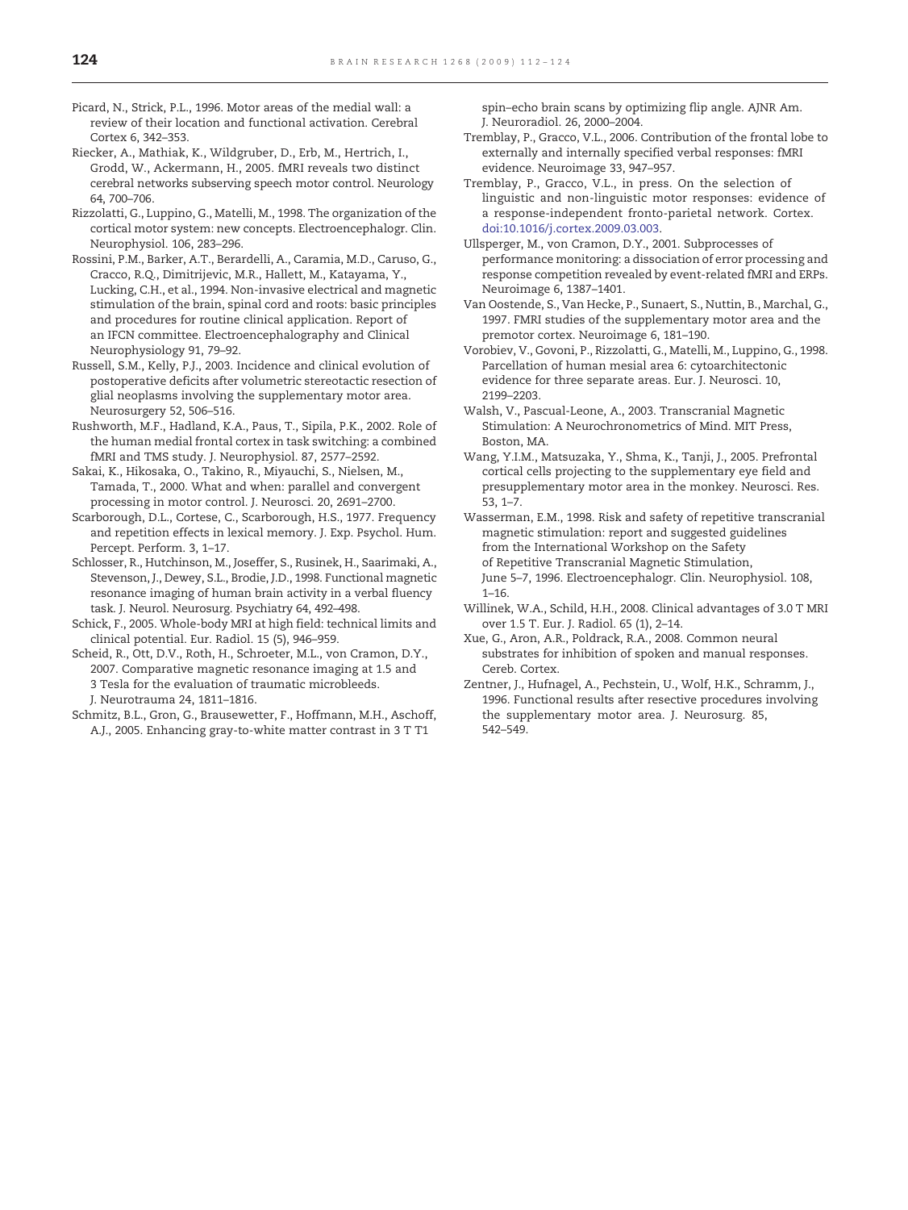Picard, N., Strick, P.L., 1996. Motor areas of the medial wall: a review of their location and functional activation. Cerebral Cortex 6, 342–353.

Riecker, A., Mathiak, K., Wildgruber, D., Erb, M., Hertrich, I., Grodd, W., Ackermann, H., 2005. fMRI reveals two distinct cerebral networks subserving speech motor control. Neurology 64, 700–706.

Rizzolatti, G., Luppino, G., Matelli, M., 1998. The organization of the cortical motor system: new concepts. Electroencephalogr. Clin. Neurophysiol. 106, 283–296.

Rossini, P.M., Barker, A.T., Berardelli, A., Caramia, M.D., Caruso, G., Cracco, R.Q., Dimitrijevic, M.R., Hallett, M., Katayama, Y., Lucking, C.H., et al., 1994. Non-invasive electrical and magnetic stimulation of the brain, spinal cord and roots: basic principles and procedures for routine clinical application. Report of an IFCN committee. Electroencephalography and Clinical Neurophysiology 91, 79–92.

Russell, S.M., Kelly, P.J., 2003. Incidence and clinical evolution of postoperative deficits after volumetric stereotactic resection of glial neoplasms involving the supplementary motor area. Neurosurgery 52, 506–516.

Rushworth, M.F., Hadland, K.A., Paus, T., Sipila, P.K., 2002. Role of the human medial frontal cortex in task switching: a combined fMRI and TMS study. J. Neurophysiol. 87, 2577–2592.

Sakai, K., Hikosaka, O., Takino, R., Miyauchi, S., Nielsen, M., Tamada, T., 2000. What and when: parallel and convergent processing in motor control. J. Neurosci. 20, 2691–2700.

Scarborough, D.L., Cortese, C., Scarborough, H.S., 1977. Frequency and repetition effects in lexical memory. J. Exp. Psychol. Hum. Percept. Perform. 3, 1–17.

Schlosser, R., Hutchinson, M., Joseffer, S., Rusinek, H., Saarimaki, A., Stevenson, J., Dewey, S.L., Brodie, J.D., 1998. Functional magnetic resonance imaging of human brain activity in a verbal fluency task. J. Neurol. Neurosurg. Psychiatry 64, 492–498.

Schick, F., 2005. Whole-body MRI at high field: technical limits and clinical potential. Eur. Radiol. 15 (5), 946–959.

Scheid, R., Ott, D.V., Roth, H., Schroeter, M.L., von Cramon, D.Y., 2007. Comparative magnetic resonance imaging at 1.5 and 3 Tesla for the evaluation of traumatic microbleeds. J. Neurotrauma 24, 1811–1816.

Schmitz, B.L., Gron, G., Brausewetter, F., Hoffmann, M.H., Aschoff, A.J., 2005. Enhancing gray-to-white matter contrast in 3 T T1 spin–echo brain scans by optimizing flip angle. AJNR Am. J. Neuroradiol. 26, 2000–2004.

Tremblay, P., Gracco, V.L., 2006. Contribution of the frontal lobe to externally and internally specified verbal responses: fMRI evidence. Neuroimage 33, 947–957.

Tremblay, P., Gracco, V.L., in press. On the selection of linguistic and non-linguistic motor responses: evidence of a response-independent fronto-parietal network. Cortex. doi:10.1016/j.cortex.2009.03.003.

Ullsperger, M., von Cramon, D.Y., 2001. Subprocesses of performance monitoring: a dissociation of error processing and response competition revealed by event-related fMRI and ERPs. Neuroimage 6, 1387–1401.

Van Oostende, S., Van Hecke, P., Sunaert, S., Nuttin, B., Marchal, G., 1997. FMRI studies of the supplementary motor area and the premotor cortex. Neuroimage 6, 181–190.

Vorobiev, V., Govoni, P., Rizzolatti, G., Matelli, M., Luppino, G., 1998. Parcellation of human mesial area 6: cytoarchitectonic evidence for three separate areas. Eur. J. Neurosci. 10, 2199–2203.

Walsh, V., Pascual-Leone, A., 2003. Transcranial Magnetic Stimulation: A Neurochronometrics of Mind. MIT Press, Boston, MA.

Wang, Y.I.M., Matsuzaka, Y., Shma, K., Tanji, J., 2005. Prefrontal cortical cells projecting to the supplementary eye field and presupplementary motor area in the monkey. Neurosci. Res. 53, 1–7.

Wasserman, E.M., 1998. Risk and safety of repetitive transcranial magnetic stimulation: report and suggested guidelines from the International Workshop on the Safety of Repetitive Transcranial Magnetic Stimulation, June 5–7, 1996. Electroencephalogr. Clin. Neurophysiol. 108, 1–16.

Willinek, W.A., Schild, H.H., 2008. Clinical advantages of 3.0 T MRI over 1.5 T. Eur. J. Radiol. 65 (1), 2–14.

Xue, G., Aron, A.R., Poldrack, R.A., 2008. Common neural substrates for inhibition of spoken and manual responses. Cereb. Cortex.

Zentner, J., Hufnagel, A., Pechstein, U., Wolf, H.K., Schramm, J., 1996. Functional results after resective procedures involving the supplementary motor area. J. Neurosurg. 85, 542–549.